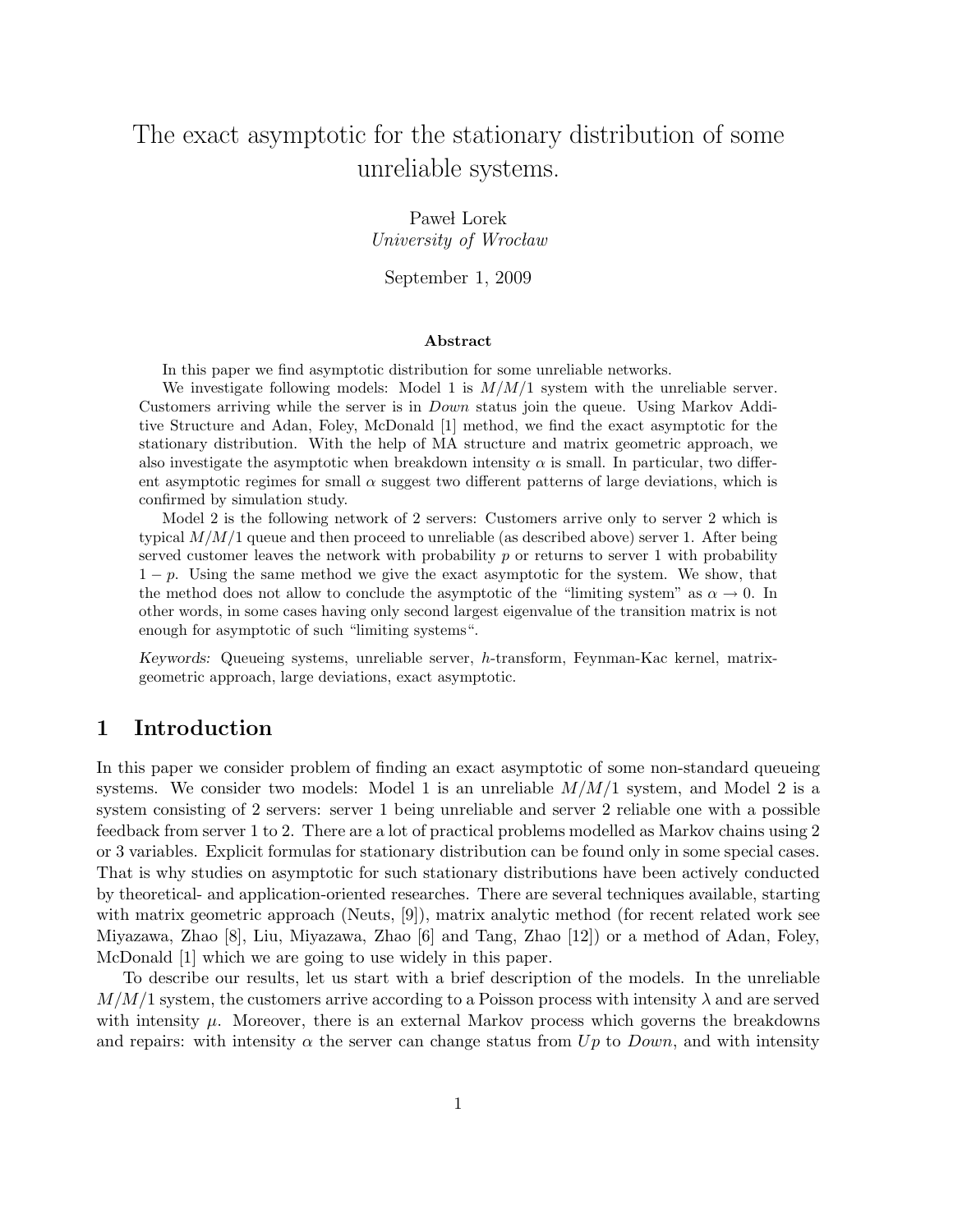# The exact asymptotic for the stationary distribution of some unreliable systems.

Paweł Lorek  
*University of Wrocław*

September 1, 2009

### Abstract

In this paper we find asymptotic distribution for some unreliable networks.

We investigate following models: Model 1 is $M/M/1$ system with the unreliable server. Customers arriving while the server is in *Down* status join the queue. Using Markov Additive Structure and Adan, Foley, McDonald [1] method, we find the exact asymptotic for the stationary distribution. With the help of MA structure and matrix geometric approach, we also investigate the asymptotic when breakdown intensity $\alpha$ is small. In particular, two different asymptotic regimes for small $\alpha$ suggest two different patterns of large deviations, which is confirmed by simulation study.

Model 2 is the following network of 2 servers: Customers arrive only to server 2 which is typical $M/M/1$ queue and then proceed to unreliable (as described above) server 1. After being served customer leaves the network with probability $p$ or returns to server 1 with probability $1-p$. Using the same method we give the exact asymptotic for the system. We show, that the method does not allow to conclude the asymptotic of the "limiting system" as $\alpha \to 0$. In other words, in some cases having only second largest eigenvalue of the transition matrix is not enough for asymptotic of such "limiting systems".

*Keywords:* Queueing systems, unreliable server, $h$-transform, Feynman-Kac kernel, matrix-geometric approach, large deviations, exact asymptotic.

## 1 Introduction

In this paper we consider problem of finding an exact asymptotic of some non-standard queueing systems. We consider two models: Model 1 is an unreliable $M/M/1$ system, and Model 2 is a system consisting of 2 servers: server 1 being unreliable and server 2 reliable one with a possible feedback from server 1 to 2. There are a lot of practical problems modelled as Markov chains using 2 or 3 variables. Explicit formulas for stationary distribution can be found only in some special cases. That is why studies on asymptotic for such stationary distributions have been actively conducted by theoretical- and application-oriented researches. There are several techniques available, starting with matrix geometric approach (Neuts, [9]), matrix analytic method (for recent related work see Miyazawa, Zhao [8], Liu, Miyazawa, Zhao [6] and Tang, Zhao [12]) or a method of Adan, Foley, McDonald [1] which we are going to use widely in this paper.

To describe our results, let us start with a brief description of the models. In the unreliable $M/M/1$ system, the customers arrive according to a Poisson process with intensity $\lambda$ and are served with intensity $\mu$. Moreover, there is an external Markov process which governs the breakdowns and repairs: with intensity $\alpha$ the server can change status from $Up$ to $Down$, and with intensity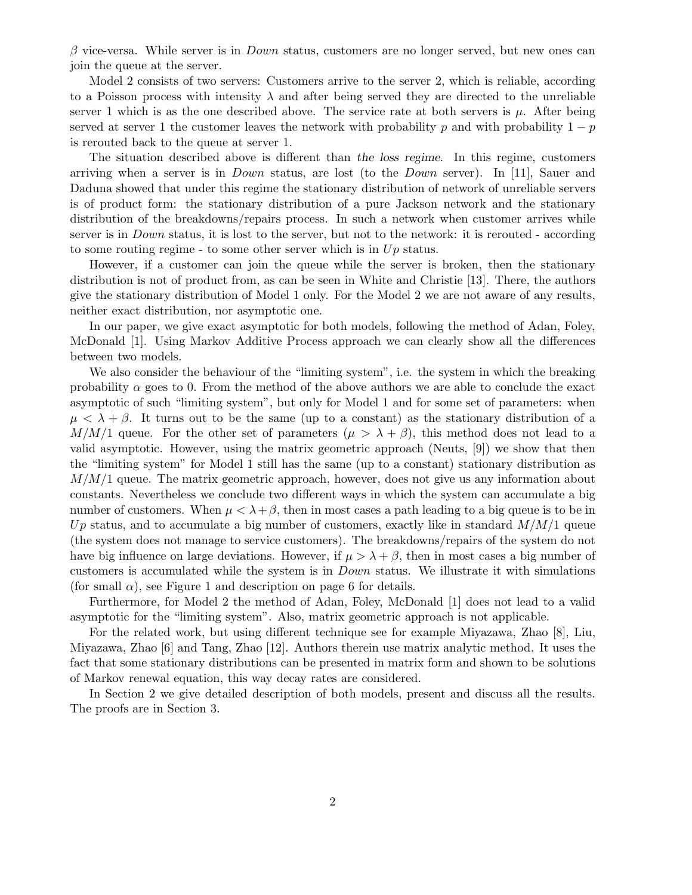$\beta$ vice-versa. While server is in *Down* status, customers are no longer served, but new ones can join the queue at the server.

Model 2 consists of two servers: Customers arrive to the server 2, which is reliable, according to a Poisson process with intensity $\lambda$ and after being served they are directed to the unreliable server 1 which is as the one described above. The service rate at both servers is $\mu$. After being served at server 1 the customer leaves the network with probability $p$ and with probability $1-p$ is rerouted back to the queue at server 1.

The situation described above is different than *the loss regime*. In this regime, customers arriving when a server is in *Down* status, are lost (to the *Down* server). In [11], Sauer and Daduna showed that under this regime the stationary distribution of network of unreliable servers is of product form: the stationary distribution of a pure Jackson network and the stationary distribution of the breakdowns/repairs process. In such a network when customer arrives while server is in *Down* status, it is lost to the server, but not to the network: it is rerouted - according to some routing regime - to some other server which is in *Up* status.

However, if a customer can join the queue while the server is broken, then the stationary distribution is not of product from, as can be seen in White and Christie [13]. There, the authors give the stationary distribution of Model 1 only. For the Model 2 we are not aware of any results, neither exact distribution, nor asymptotic one.

In our paper, we give exact asymptotic for both models, following the method of Adan, Foley, McDonald [1]. Using Markov Additive Process approach we can clearly show all the differences between two models.

We also consider the behaviour of the "limiting system", i.e. the system in which the breaking probability $\alpha$ goes to 0. From the method of the above authors we are able to conclude the exact asymptotic of such "limiting system", but only for Model 1 and for some set of parameters: when $\mu < \lambda + \beta$. It turns out to be the same (up to a constant) as the stationary distribution of a $M/M/1$ queue. For the other set of parameters ($\mu > \lambda + \beta$), this method does not lead to a valid asymptotic. However, using the matrix geometric approach (Neuts, [9]) we show that then the "limiting system" for Model 1 still has the same (up to a constant) stationary distribution as $M/M/1$ queue. The matrix geometric approach, however, does not give us any information about constants. Nevertheless we conclude two different ways in which the system can accumulate a big number of customers. When $\mu < \lambda + \beta$, then in most cases a path leading to a big queue is to be in *Up* status, and to accumulate a big number of customers, exactly like in standard $M/M/1$ queue (the system does not manage to service customers). The breakdowns/repairs of the system do not have big influence on large deviations. However, if $\mu > \lambda + \beta$, then in most cases a big number of customers is accumulated while the system is in *Down* status. We illustrate it with simulations (for small $\alpha$), see Figure 1 and description on page 6 for details.

Furthermore, for Model 2 the method of Adan, Foley, McDonald [1] does not lead to a valid asymptotic for the "limiting system". Also, matrix geometric approach is not applicable.

For the related work, but using different technique see for example Miyazawa, Zhao [8], Liu, Miyazawa, Zhao [6] and Tang, Zhao [12]. Authors therein use matrix analytic method. It uses the fact that some stationary distributions can be presented in matrix form and shown to be solutions of Markov renewal equation, this way decay rates are considered.

In Section 2 we give detailed description of both models, present and discuss all the results. The proofs are in Section 3.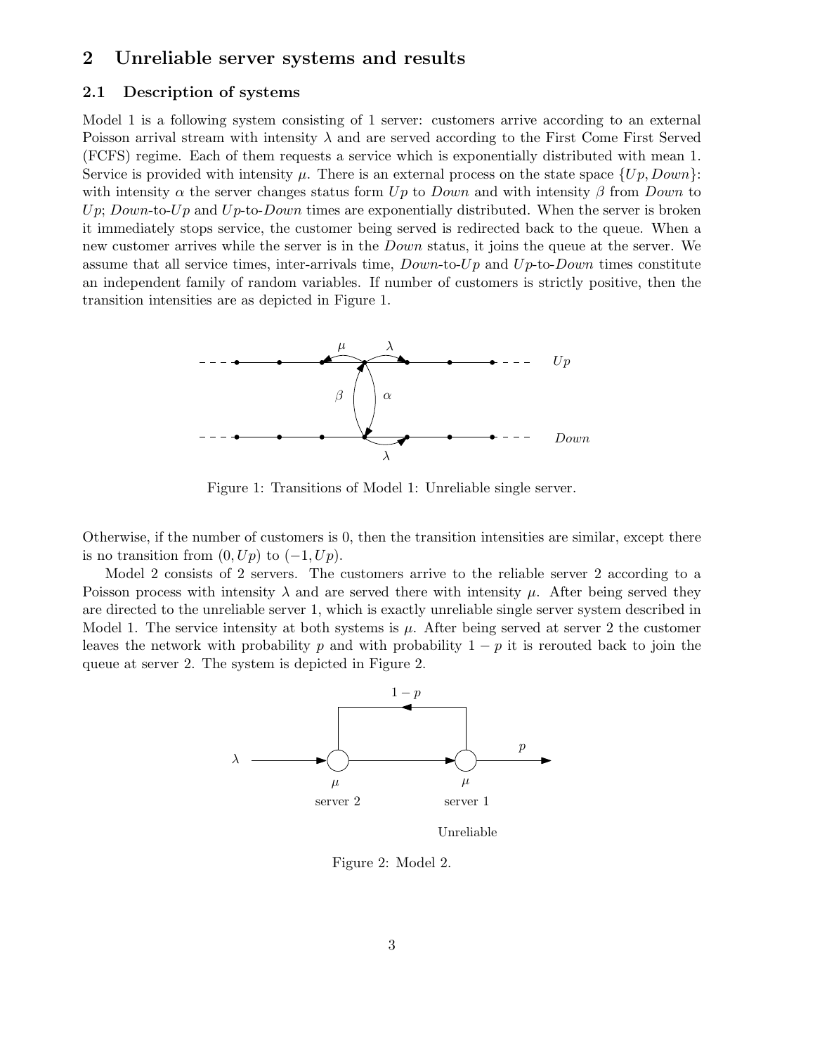## 2 Unreliable server systems and results

### 2.1 Description of systems

Model 1 is a following system consisting of 1 server: customers arrive according to an external Poisson arrival stream with intensity $\lambda$ and are served according to the First Come First Served (FCFS) regime. Each of them requests a service which is exponentially distributed with mean 1. Service is provided with intensity $\mu$. There is an external process on the state space $\{Up, Down\}$: with intensity $\alpha$ the server changes status form $Up$ to $Down$ and with intensity $\beta$ from $Down$ to $Up$; $Down$-to-$Up$ and $Up$-to-$Down$ times are exponentially distributed. When the server is broken it immediately stops service, the customer being served is redirected back to the queue. When a new customer arrives while the server is in the $Down$ status, it joins the queue at the server. We assume that all service times, inter-arrivals time, $Down$-to-$Up$ and $Up$-to-$Down$ times constitute an independent family of random variables. If number of customers is strictly positive, then the transition intensities are as depicted in Figure 1.

Figure 1: Transitions of Model 1: Unreliable single server.

Otherwise, if the number of customers is 0, then the transition intensities are similar, except there is no transition from $(0, Up)$ to $(-1, Up)$.

Model 2 consists of 2 servers. The customers arrive to the reliable server 2 according to a Poisson process with intensity $\lambda$ and are served there with intensity $\mu$. After being served they are directed to the unreliable server 1, which is exactly unreliable single server system described in Model 1. The service intensity at both systems is $\mu$. After being served at server 2 the customer leaves the network with probability $p$ and with probability $1-p$ it is rerouted back to join the queue at server 2. The system is depicted in Figure 2.

Figure 2: Model 2.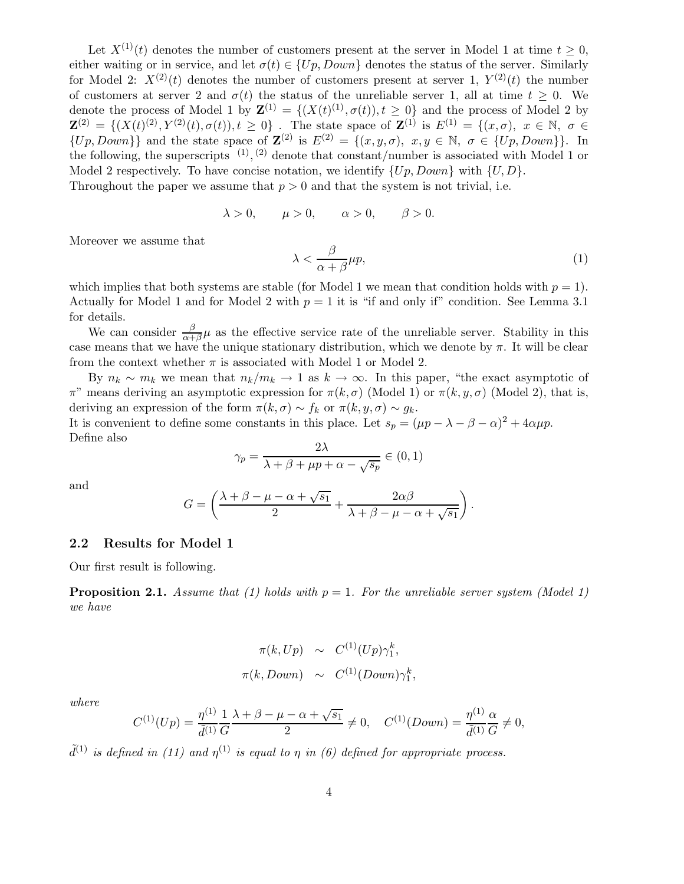Let $X^{(1)}(t)$ denotes the number of customers present at the server in Model 1 at time $t \geq 0$, either waiting or in service, and let $\sigma(t) \in \{Up, Down\}$ denotes the status of the server. Similarly for Model 2: $X^{(2)}(t)$ denotes the number of customers present at server 1, $Y^{(2)}(t)$ the number of customers at server 2 and $\sigma(t)$ the status of the unreliable server 1, all at time $t \geq 0$. We denote the process of Model 1 by $\mathbf{Z}^{(1)} = \{(X(t)^{(1)}, \sigma(t)), t \geq 0\}$ and the process of Model 2 by $\mathbf{Z}^{(2)} = \{(X(t)^{(2)}, Y^{(2)}(t), \sigma(t)), t \geq 0\}$ . The state space of $\mathbf{Z}^{(1)}$ is $E^{(1)} = \{(x, \sigma),\ x \in \mathbb{N},\ \sigma \in \{Up, Down\}\}$ and the state space of $\mathbf{Z}^{(2)}$ is $E^{(2)} = \{(x, y, \sigma),\ x, y \in \mathbb{N},\ \sigma \in \{Up, Down\}\}$. In the following, the superscripts $^{(1)}, ^{(2)}$ denote that constant/number is associated with Model 1 or Model 2 respectively. To have concise notation, we identify $\{Up, Down\}$ with $\{U, D\}$.
Throughout the paper we assume that $p > 0$ and that the system is not trivial, i.e.

$$\lambda > 0, \qquad \mu > 0, \qquad \alpha > 0, \qquad \beta > 0.$$

Moreover we assume that

$$\lambda < \frac{\beta}{\alpha + \beta}\mu p, \tag{1}$$

which implies that both systems are stable (for Model 1 we mean that condition holds with $p = 1$). Actually for Model 1 and for Model 2 with $p = 1$ it is "if and only if" condition. See Lemma 3.1 for details.

We can consider $\frac{\beta}{\alpha+\beta}\mu$ as the effective service rate of the unreliable server. Stability in this case means that we have the unique stationary distribution, which we denote by $\pi$. It will be clear from the context whether $\pi$ is associated with Model 1 or Model 2.

By $n_k \sim m_k$ we mean that $n_k/m_k \to 1$ as $k \to \infty$. In this paper, "the exact asymptotic of $\pi$" means deriving an asymptotic expression for $\pi(k, \sigma)$ (Model 1) or $\pi(k, y, \sigma)$ (Model 2), that is, deriving an expression of the form $\pi(k, \sigma) \sim f_k$ or $\pi(k, y, \sigma) \sim g_k$.
It is convenient to define some constants in this place. Let $s_p = (\mu p - \lambda - \beta - \alpha)^2 + 4\alpha\mu p$. Define also

$$\gamma_p = \frac{2\lambda}{\lambda + \beta + \mu p + \alpha - \sqrt{s_p}} \in (0, 1)$$

and

$$G = \left( \frac{\lambda + \beta - \mu - \alpha + \sqrt{s_1}}{2} + \frac{2\alpha\beta}{\lambda + \beta - \mu - \alpha + \sqrt{s_1}} \right).$$

## 2.2 Results for Model 1

Our first result is following.

**Proposition 2.1.** *Assume that (1) holds with $p = 1$. For the unreliable server system (Model 1) we have*

$$\pi(k, Up) \sim C^{(1)}(Up)\gamma_1^k,$$
$$\pi(k, Down) \sim C^{(1)}(Down)\gamma_1^k,$$

*where*

$$C^{(1)}(Up) = \frac{\eta^{(1)}}{\tilde{d}^{(1)}} \frac{1}{G} \frac{\lambda + \beta - \mu - \alpha + \sqrt{s_1}}{2} \neq 0, \quad C^{(1)}(Down) = \frac{\eta^{(1)}}{\tilde{d}^{(1)}} \frac{\alpha}{G} \neq 0,$$

*$\tilde{d}^{(1)}$ is defined in (11) and $\eta^{(1)}$ is equal to $\eta$ in (6) defined for appropriate process.*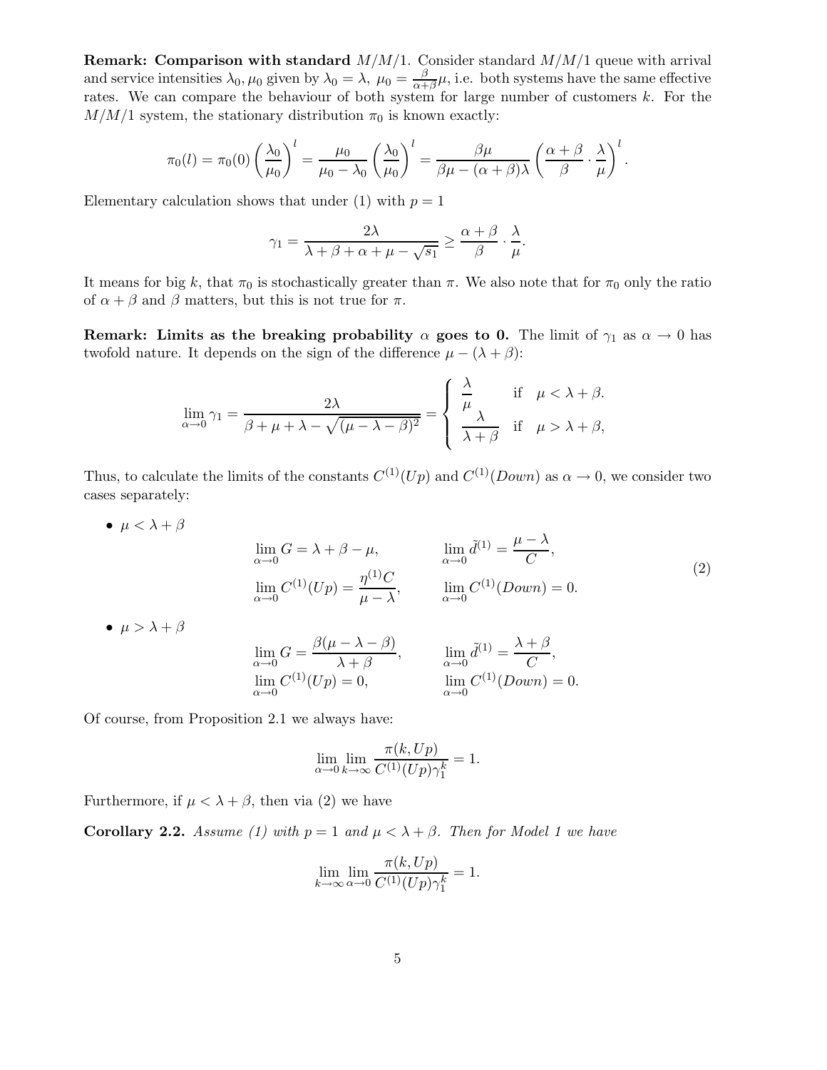**Remark: Comparison with standard $M/M/1$.** Consider standard $M/M/1$ queue with arrival and service intensities $\lambda_0, \mu_0$ given by $\lambda_0 = \lambda$, $\mu_0 = \frac{\beta}{\alpha+\beta}\mu$, i.e. both systems have the same effective rates. We can compare the behaviour of both system for large number of customers $k$. For the $M/M/1$ system, the stationary distribution $\pi_0$ is known exactly:

$$\pi_0(l) = \pi_0(0)\left(\frac{\lambda_0}{\mu_0}\right)^l = \frac{\mu_0}{\mu_0 - \lambda_0}\left(\frac{\lambda_0}{\mu_0}\right)^l = \frac{\beta\mu}{\beta\mu - (\alpha+\beta)\lambda}\left(\frac{\alpha+\beta}{\beta}\cdot\frac{\lambda}{\mu}\right)^l.$$

Elementary calculation shows that under (1) with $p = 1$

$$\gamma_1 = \frac{2\lambda}{\lambda + \beta + \alpha + \mu - \sqrt{s_1}} \geq \frac{\alpha+\beta}{\beta}\cdot\frac{\lambda}{\mu}.$$

It means for big $k$, that $\pi_0$ is stochastically greater than $\pi$. We also note that for $\pi_0$ only the ratio of $\alpha + \beta$ and $\beta$ matters, but this is not true for $\pi$.

**Remark: Limits as the breaking probability $\alpha$ goes to 0.** The limit of $\gamma_1$ as $\alpha \to 0$ has twofold nature. It depends on the sign of the difference $\mu - (\lambda + \beta)$:

$$\lim_{\alpha\to 0}\gamma_1 = \frac{2\lambda}{\beta + \mu + \lambda - \sqrt{(\mu - \lambda - \beta)^2}} = \begin{cases} \dfrac{\lambda}{\mu} & \text{if} \quad \mu < \lambda + \beta. \\ \dfrac{\lambda}{\lambda+\beta} & \text{if} \quad \mu > \lambda + \beta, \end{cases}$$

Thus, to calculate the limits of the constants $C^{(1)}(Up)$ and $C^{(1)}(Down)$ as $\alpha \to 0$, we consider two cases separately:

- $\mu < \lambda + \beta$

$$\begin{aligned} &\lim_{\alpha\to 0} G = \lambda + \beta - \mu, && \lim_{\alpha\to 0}\tilde{d}^{(1)} = \frac{\mu - \lambda}{C}, \\ &\lim_{\alpha\to 0} C^{(1)}(Up) = \frac{\eta^{(1)}C}{\mu - \lambda}, && \lim_{\alpha\to 0} C^{(1)}(Down) = 0. \end{aligned} \tag{2}$$

- $\mu > \lambda + \beta$

$$\begin{aligned} &\lim_{\alpha\to 0} G = \frac{\beta(\mu - \lambda - \beta)}{\lambda + \beta}, && \lim_{\alpha\to 0}\tilde{d}^{(1)} = \frac{\lambda+\beta}{C}, \\ &\lim_{\alpha\to 0} C^{(1)}(Up) = 0, && \lim_{\alpha\to 0} C^{(1)}(Down) = 0. \end{aligned}$$

Of course, from Proposition 2.1 we always have:

$$\lim_{\alpha\to 0}\lim_{k\to\infty}\frac{\pi(k, Up)}{C^{(1)}(Up)\gamma_1^k} = 1.$$

Furthermore, if $\mu < \lambda + \beta$, then via (2) we have

**Corollary 2.2.** *Assume (1) with $p = 1$ and $\mu < \lambda + \beta$. Then for Model 1 we have*

$$\lim_{k\to\infty}\lim_{\alpha\to 0}\frac{\pi(k, Up)}{C^{(1)}(Up)\gamma_1^k} = 1.$$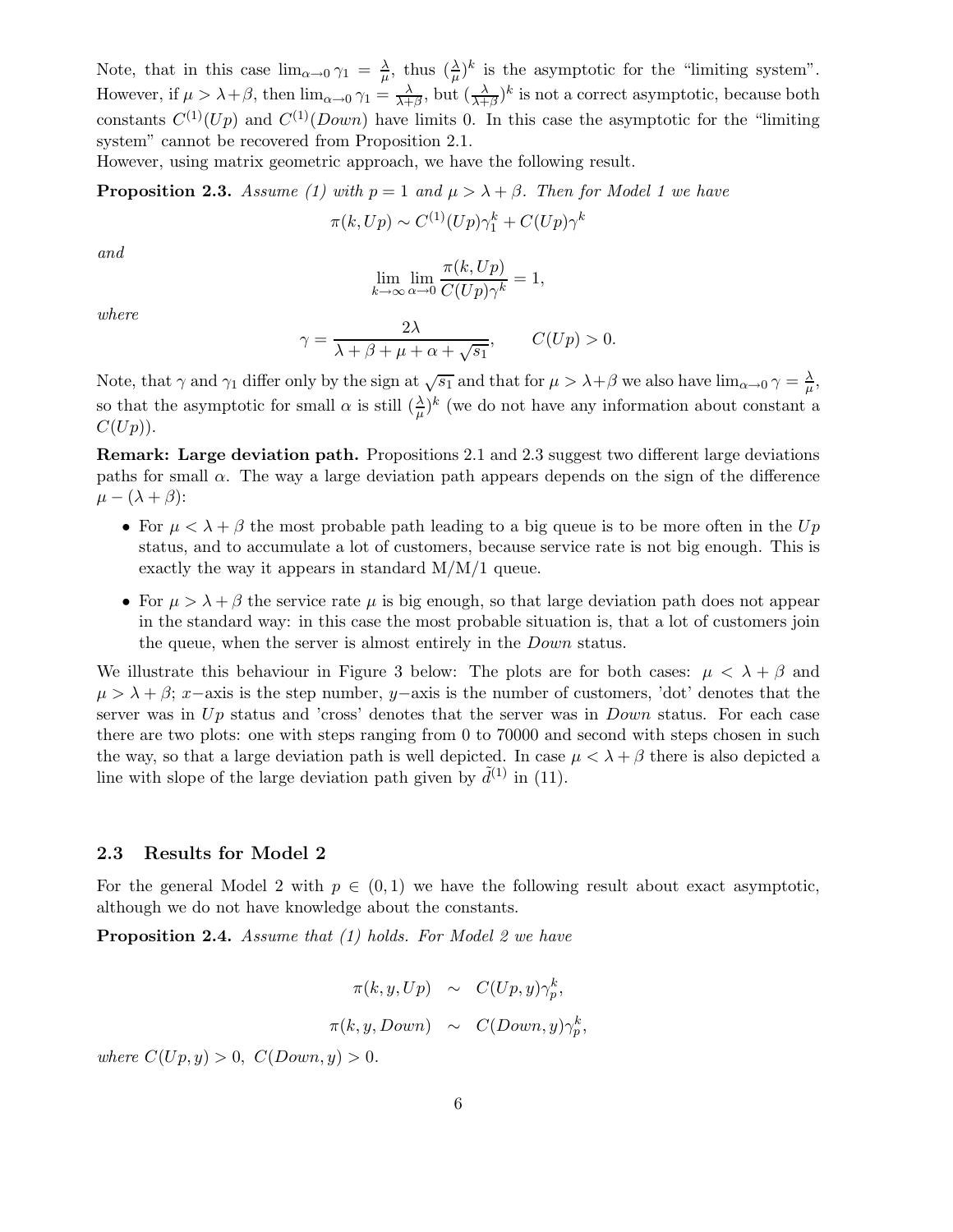Note, that in this case $\lim_{\alpha\to 0}\gamma_1 = \frac{\lambda}{\mu}$, thus $(\frac{\lambda}{\mu})^k$ is the asymptotic for the "limiting system". However, if $\mu > \lambda+\beta$, then $\lim_{\alpha\to 0}\gamma_1 = \frac{\lambda}{\lambda+\beta}$, but $(\frac{\lambda}{\lambda+\beta})^k$ is not a correct asymptotic, because both constants $C^{(1)}(Up)$ and $C^{(1)}(Down)$ have limits 0. In this case the asymptotic for the "limiting system" cannot be recovered from Proposition 2.1.
However, using matrix geometric approach, we have the following result.

**Proposition 2.3.** *Assume (1) with $p = 1$ and $\mu > \lambda + \beta$. Then for Model 1 we have*

$$\pi(k, Up) \sim C^{(1)}(Up)\gamma_1^k + C(Up)\gamma^k$$

*and*

$$\lim_{k\to\infty}\lim_{\alpha\to 0}\frac{\pi(k, Up)}{C(Up)\gamma^k} = 1,$$

*where*

$$\gamma = \frac{2\lambda}{\lambda+\beta+\mu+\alpha+\sqrt{s_1}}, \qquad C(Up) > 0.$$

Note, that $\gamma$ and $\gamma_1$ differ only by the sign at $\sqrt{s_1}$ and that for $\mu > \lambda+\beta$ we also have $\lim_{\alpha\to 0}\gamma = \frac{\lambda}{\mu}$, so that the asymptotic for small $\alpha$ is still $(\frac{\lambda}{\mu})^k$ (we do not have any information about constant a $C(Up)$).

**Remark: Large deviation path.** Propositions 2.1 and 2.3 suggest two different large deviations paths for small $\alpha$. The way a large deviation path appears depends on the sign of the difference $\mu - (\lambda + \beta)$:

- For $\mu < \lambda + \beta$ the most probable path leading to a big queue is to be more often in the *Up* status, and to accumulate a lot of customers, because service rate is not big enough. This is exactly the way it appears in standard M/M/1 queue.
- For $\mu > \lambda + \beta$ the service rate $\mu$ is big enough, so that large deviation path does not appear in the standard way: in this case the most probable situation is, that a lot of customers join the queue, when the server is almost entirely in the *Down* status.

We illustrate this behaviour in Figure 3 below: The plots are for both cases: $\mu < \lambda + \beta$ and $\mu > \lambda + \beta$; $x-$axis is the step number, $y-$axis is the number of customers, 'dot' denotes that the server was in *Up* status and 'cross' denotes that the server was in *Down* status. For each case there are two plots: one with steps ranging from 0 to 70000 and second with steps chosen in such the way, so that a large deviation path is well depicted. In case $\mu < \lambda + \beta$ there is also depicted a line with slope of the large deviation path given by $\tilde{d}^{(1)}$ in (11).

### 2.3 Results for Model 2

For the general Model 2 with $p \in (0, 1)$ we have the following result about exact asymptotic, although we do not have knowledge about the constants.

**Proposition 2.4.** *Assume that (1) holds. For Model 2 we have*

$$\pi(k, y, Up) \sim C(Up, y)\gamma_p^k,$$

$$\pi(k, y, Down) \sim C(Down, y)\gamma_p^k,$$

*where $C(Up, y) > 0$, $C(Down, y) > 0$.*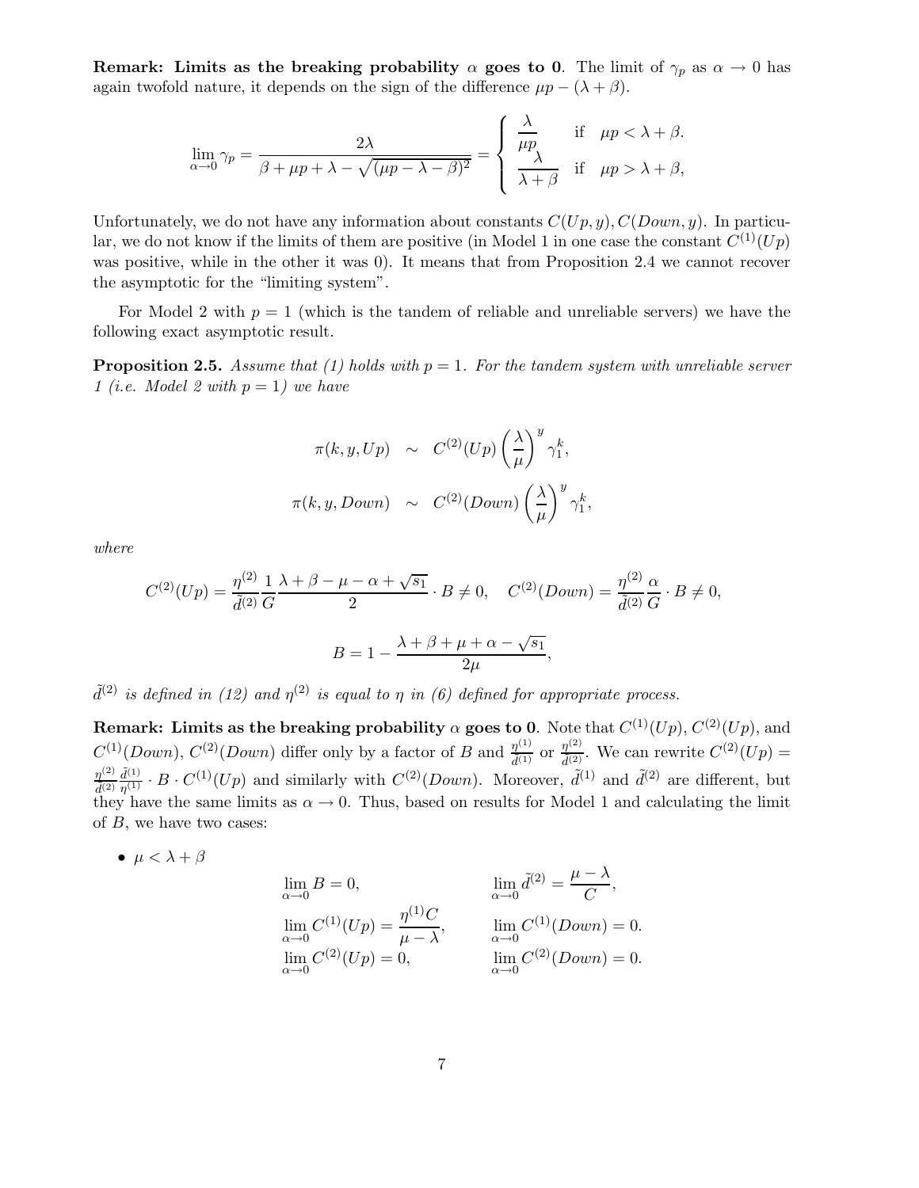**Remark: Limits as the breaking probability $\alpha$ goes to 0**. The limit of $\gamma_p$ as $\alpha \to 0$ has again twofold nature, it depends on the sign of the difference $\mu p - (\lambda + \beta)$.

$$\lim_{\alpha \to 0} \gamma_p = \frac{2\lambda}{\beta + \mu p + \lambda - \sqrt{(\mu p - \lambda - \beta)^2}} = \begin{cases} \dfrac{\lambda}{\mu p} & \text{if} \quad \mu p < \lambda + \beta. \\ \dfrac{\lambda}{\lambda + \beta} & \text{if} \quad \mu p > \lambda + \beta, \end{cases}$$

Unfortunately, we do not have any information about constants $C(Up, y), C(Down, y)$. In particular, we do not know if the limits of them are positive (in Model 1 in one case the constant $C^{(1)}(Up)$ was positive, while in the other it was 0). It means that from Proposition 2.4 we cannot recover the asymptotic for the "limiting system".

For Model 2 with $p = 1$ (which is the tandem of reliable and unreliable servers) we have the following exact asymptotic result.

**Proposition 2.5.** *Assume that (1) holds with $p = 1$. For the tandem system with unreliable server 1 (i.e. Model 2 with $p = 1$) we have*

$$\pi(k, y, Up) \quad \sim \quad C^{(2)}(Up) \left(\frac{\lambda}{\mu}\right)^y \gamma_1^k,$$

$$\pi(k, y, Down) \quad \sim \quad C^{(2)}(Down) \left(\frac{\lambda}{\mu}\right)^y \gamma_1^k,$$

*where*

$$C^{(2)}(Up) = \frac{\eta^{(2)}}{\tilde{d}^{(2)}} \frac{1}{G} \frac{\lambda + \beta - \mu - \alpha + \sqrt{s_1}}{2} \cdot B \neq 0, \quad C^{(2)}(Down) = \frac{\eta^{(2)}}{\tilde{d}^{(2)}} \frac{\alpha}{G} \cdot B \neq 0,$$

$$B = 1 - \frac{\lambda + \beta + \mu + \alpha - \sqrt{s_1}}{2\mu},$$

*$\tilde{d}^{(2)}$ is defined in (12) and $\eta^{(2)}$ is equal to $\eta$ in (6) defined for appropriate process.*

**Remark: Limits as the breaking probability $\alpha$ goes to 0**. Note that $C^{(1)}(Up)$, $C^{(2)}(Up)$, and $C^{(1)}(Down)$, $C^{(2)}(Down)$ differ only by a factor of $B$ and $\frac{\eta^{(1)}}{\tilde{d}^{(1)}}$ or $\frac{\eta^{(2)}}{\tilde{d}^{(2)}}$. We can rewrite $C^{(2)}(Up) = \frac{\eta^{(2)}}{\tilde{d}^{(2)}} \frac{\tilde{d}^{(1)}}{\eta^{(1)}} \cdot B \cdot C^{(1)}(Up)$ and similarly with $C^{(2)}(Down)$. Moreover, $\tilde{d}^{(1)}$ and $\tilde{d}^{(2)}$ are different, but they have the same limits as $\alpha \to 0$. Thus, based on results for Model 1 and calculating the limit of $B$, we have two cases:

- $\mu < \lambda + \beta$

$$\lim_{\alpha \to 0} B = 0, \qquad \lim_{\alpha \to 0} \tilde{d}^{(2)} = \frac{\mu - \lambda}{C},$$

$$\lim_{\alpha \to 0} C^{(1)}(Up) = \frac{\eta^{(1)} C}{\mu - \lambda}, \qquad \lim_{\alpha \to 0} C^{(1)}(Down) = 0.$$

$$\lim_{\alpha \to 0} C^{(2)}(Up) = 0, \qquad \lim_{\alpha \to 0} C^{(2)}(Down) = 0.$$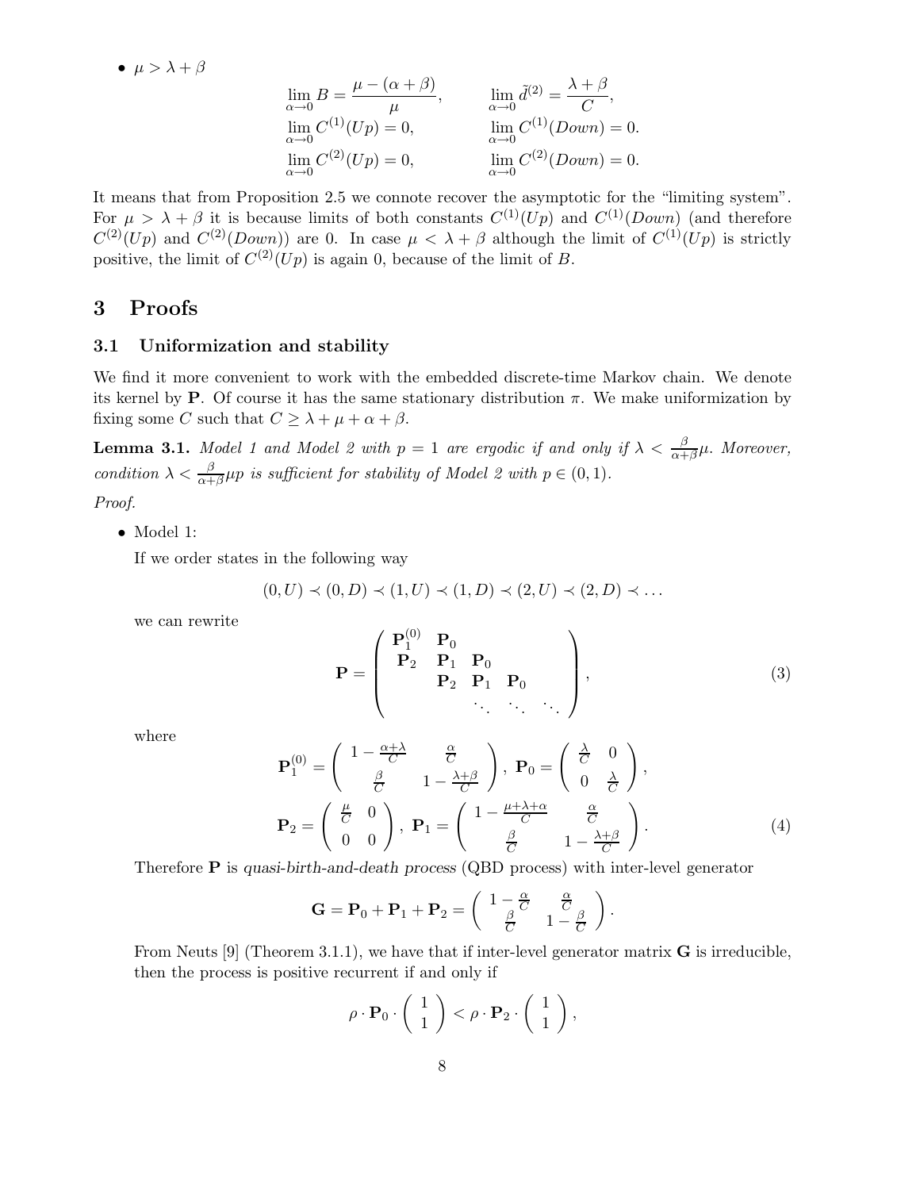- $\mu > \lambda + \beta$

$$
\lim_{\alpha\to 0} B = \frac{\mu - (\alpha+\beta)}{\mu}, \qquad \lim_{\alpha\to 0} \tilde{d}^{(2)} = \frac{\lambda+\beta}{C},
$$
$$
\lim_{\alpha\to 0} C^{(1)}(Up) = 0, \qquad \lim_{\alpha\to 0} C^{(1)}(Down) = 0.
$$
$$
\lim_{\alpha\to 0} C^{(2)}(Up) = 0, \qquad \lim_{\alpha\to 0} C^{(2)}(Down) = 0.
$$

It means that from Proposition 2.5 we connote recover the asymptotic for the "limiting system". For $\mu > \lambda + \beta$ it is because limits of both constants $C^{(1)}(Up)$ and $C^{(1)}(Down)$ (and therefore $C^{(2)}(Up)$ and $C^{(2)}(Down)$) are 0. In case $\mu < \lambda + \beta$ although the limit of $C^{(1)}(Up)$ is strictly positive, the limit of $C^{(2)}(Up)$ is again 0, because of the limit of $B$.

# 3 Proofs

## 3.1 Uniformization and stability

We find it more convenient to work with the embedded discrete-time Markov chain. We denote its kernel by $\mathbf{P}$. Of course it has the same stationary distribution $\pi$. We make uniformization by fixing some $C$ such that $C \geq \lambda + \mu + \alpha + \beta$.

**Lemma 3.1.** *Model 1 and Model 2 with $p = 1$ are ergodic if and only if $\lambda < \frac{\beta}{\alpha+\beta}\mu$. Moreover, condition $\lambda < \frac{\beta}{\alpha+\beta}\mu p$ is sufficient for stability of Model 2 with $p \in (0, 1)$.*

*Proof.*

- Model 1:

  If we order states in the following way

$$
(0, U) \prec (0, D) \prec (1, U) \prec (1, D) \prec (2, U) \prec (2, D) \prec \ldots
$$

  we can rewrite

$$
\mathbf{P} = \begin{pmatrix} \mathbf{P}_1^{(0)} & \mathbf{P}_0 & & & \\ \mathbf{P}_2 & \mathbf{P}_1 & \mathbf{P}_0 & & \\ & \mathbf{P}_2 & \mathbf{P}_1 & \mathbf{P}_0 & \\ & & \ddots & \ddots & \ddots \end{pmatrix}, \tag{3}
$$

  where

$$
\mathbf{P}_1^{(0)} = \begin{pmatrix} 1 - \frac{\alpha+\lambda}{C} & \frac{\alpha}{C} \\ \frac{\beta}{C} & 1 - \frac{\lambda+\beta}{C} \end{pmatrix}, \ \mathbf{P}_0 = \begin{pmatrix} \frac{\lambda}{C} & 0 \\ 0 & \frac{\lambda}{C} \end{pmatrix},
$$
$$
\mathbf{P}_2 = \begin{pmatrix} \frac{\mu}{C} & 0 \\ 0 & 0 \end{pmatrix}, \ \mathbf{P}_1 = \begin{pmatrix} 1 - \frac{\mu+\lambda+\alpha}{C} & \frac{\alpha}{C} \\ \frac{\beta}{C} & 1 - \frac{\lambda+\beta}{C} \end{pmatrix}. \tag{4}
$$

  Therefore $\mathbf{P}$ is *quasi-birth-and-death process* (QBD process) with inter-level generator

$$
\mathbf{G} = \mathbf{P}_0 + \mathbf{P}_1 + \mathbf{P}_2 = \begin{pmatrix} 1 - \frac{\alpha}{C} & \frac{\alpha}{C} \\ \frac{\beta}{C} & 1 - \frac{\beta}{C} \end{pmatrix}.
$$

  From Neuts [9] (Theorem 3.1.1), we have that if inter-level generator matrix $\mathbf{G}$ is irreducible, then the process is positive recurrent if and only if

$$
\rho \cdot \mathbf{P}_0 \cdot \begin{pmatrix} 1 \\ 1 \end{pmatrix} < \rho \cdot \mathbf{P}_2 \cdot \begin{pmatrix} 1 \\ 1 \end{pmatrix},
$$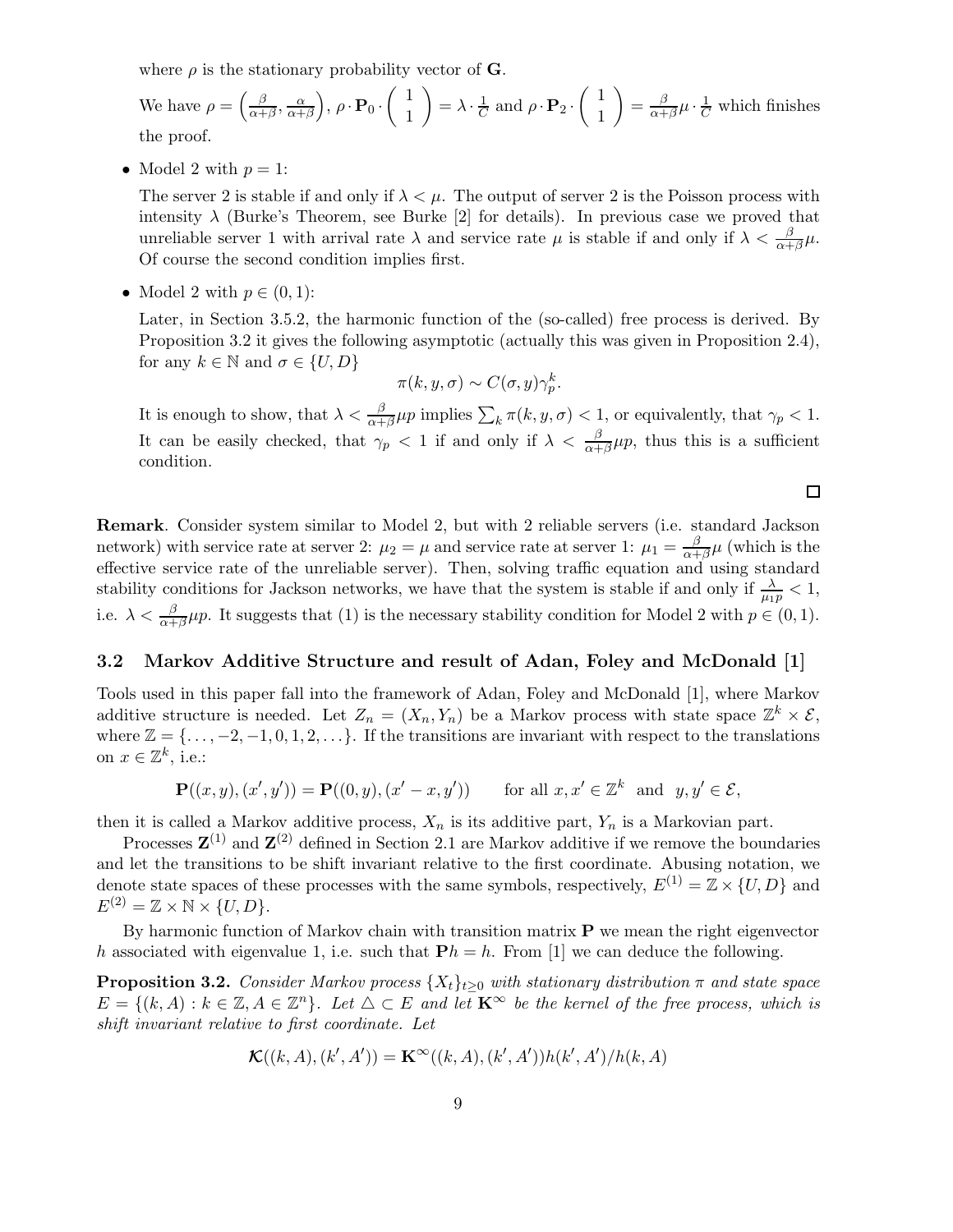where $\rho$ is the stationary probability vector of $\mathbf{G}$.

We have $\rho = \left(\frac{\beta}{\alpha+\beta}, \frac{\alpha}{\alpha+\beta}\right)$, $\rho \cdot \mathbf{P}_0 \cdot \begin{pmatrix} 1 \\ 1 \end{pmatrix} = \lambda \cdot \frac{1}{C}$ and $\rho \cdot \mathbf{P}_2 \cdot \begin{pmatrix} 1 \\ 1 \end{pmatrix} = \frac{\beta}{\alpha+\beta}\mu \cdot \frac{1}{C}$ which finishes the proof.

- Model 2 with $p = 1$:

  The server 2 is stable if and only if $\lambda < \mu$. The output of server 2 is the Poisson process with intensity $\lambda$ (Burke's Theorem, see Burke [2] for details). In previous case we proved that unreliable server 1 with arrival rate $\lambda$ and service rate $\mu$ is stable if and only if $\lambda < \frac{\beta}{\alpha+\beta}\mu$. Of course the second condition implies first.

- Model 2 with $p \in (0, 1)$:

  Later, in Section 3.5.2, the harmonic function of the (so-called) free process is derived. By Proposition 3.2 it gives the following asymptotic (actually this was given in Proposition 2.4), for any $k \in \mathbb{N}$ and $\sigma \in \{U, D\}$

  $$\pi(k, y, \sigma) \sim C(\sigma, y)\gamma_p^k.$$

  It is enough to show, that $\lambda < \frac{\beta}{\alpha+\beta}\mu p$ implies $\sum_k \pi(k, y, \sigma) < 1$, or equivalently, that $\gamma_p < 1$. It can be easily checked, that $\gamma_p < 1$ if and only if $\lambda < \frac{\beta}{\alpha+\beta}\mu p$, thus this is a sufficient condition.

$\square$

**Remark**. Consider system similar to Model 2, but with 2 reliable servers (i.e. standard Jackson network) with service rate at server 2: $\mu_2 = \mu$ and service rate at server 1: $\mu_1 = \frac{\beta}{\alpha+\beta}\mu$ (which is the effective service rate of the unreliable server). Then, solving traffic equation and using standard stability conditions for Jackson networks, we have that the system is stable if and only if $\frac{\lambda}{\mu_1 p} < 1$, i.e. $\lambda < \frac{\beta}{\alpha+\beta}\mu p$. It suggests that (1) is the necessary stability condition for Model 2 with $p \in (0, 1)$.

### 3.2 Markov Additive Structure and result of Adan, Foley and McDonald [1]

Tools used in this paper fall into the framework of Adan, Foley and McDonald [1], where Markov additive structure is needed. Let $Z_n = (X_n, Y_n)$ be a Markov process with state space $\mathbb{Z}^k \times \mathcal{E}$, where $\mathbb{Z} = \{\ldots, -2, -1, 0, 1, 2, \ldots\}$. If the transitions are invariant with respect to the translations on $x \in \mathbb{Z}^k$, i.e.:

$$\mathbf{P}((x, y), (x', y')) = \mathbf{P}((0, y), (x' - x, y')) \qquad \text{for all } x, x' \in \mathbb{Z}^k \text{ and } y, y' \in \mathcal{E},$$

then it is called a Markov additive process, $X_n$ is its additive part, $Y_n$ is a Markovian part.

Processes $\mathbf{Z}^{(1)}$ and $\mathbf{Z}^{(2)}$ defined in Section 2.1 are Markov additive if we remove the boundaries and let the transitions to be shift invariant relative to the first coordinate. Abusing notation, we denote state spaces of these processes with the same symbols, respectively, $E^{(1)} = \mathbb{Z} \times \{U, D\}$ and $E^{(2)} = \mathbb{Z} \times \mathbb{N} \times \{U, D\}$.

By harmonic function of Markov chain with transition matrix $\mathbf{P}$ we mean the right eigenvector $h$ associated with eigenvalue 1, i.e. such that $\mathbf{P}h = h$. From [1] we can deduce the following.

**Proposition 3.2.** *Consider Markov process $\{X_t\}_{t \geq 0}$ with stationary distribution $\pi$ and state space $E = \{(k, A) : k \in \mathbb{Z}, A \in \mathbb{Z}^n\}$. Let $\triangle \subset E$ and let $\mathbf{K}^\infty$ be the kernel of the free process, which is shift invariant relative to first coordinate. Let*

$$\boldsymbol{\mathcal{K}}((k, A), (k', A')) = \mathbf{K}^\infty((k, A), (k', A'))h(k', A')/h(k, A)$$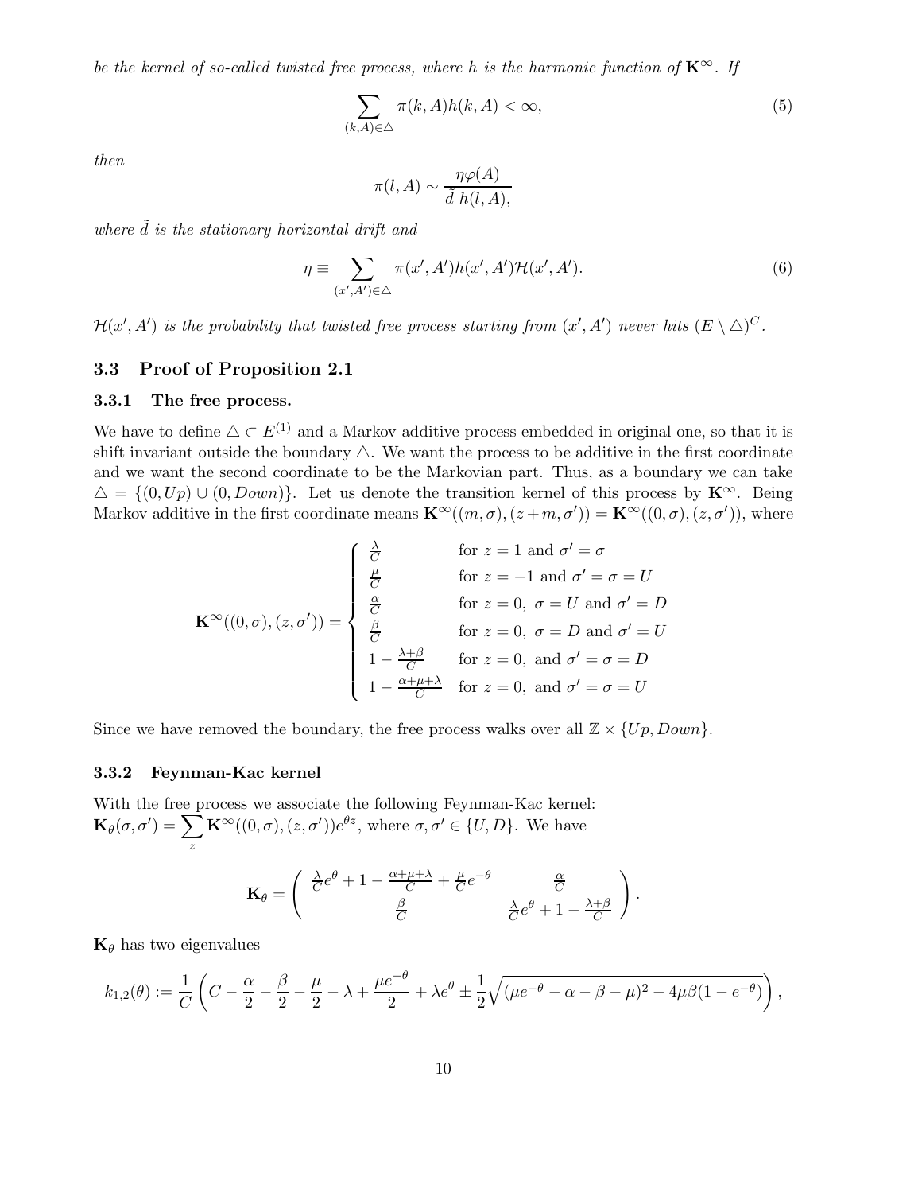*be the kernel of so-called twisted free process, where $h$ is the harmonic function of $\mathbf{K}^\infty$. If*

$$\sum_{(k,A)\in\triangle} \pi(k,A)h(k,A) < \infty, \tag{5}$$

*then*

$$\pi(l,A) \sim \frac{\eta\varphi(A)}{\tilde{d}\ h(l,A),}$$

*where $\tilde{d}$ is the stationary horizontal drift and*

$$\eta \equiv \sum_{(x',A')\in\triangle} \pi(x',A')h(x',A')\mathcal{H}(x',A'). \tag{6}$$

*$\mathcal{H}(x',A')$ is the probability that twisted free process starting from $(x',A')$ never hits $(E\setminus\triangle)^C$.*

## 3.3 Proof of Proposition 2.1

### 3.3.1 The free process.

We have to define $\triangle \subset E^{(1)}$ and a Markov additive process embedded in original one, so that it is shift invariant outside the boundary $\triangle$. We want the process to be additive in the first coordinate and we want the second coordinate to be the Markovian part. Thus, as a boundary we can take $\triangle = \{(0,Up)\cup(0,Down)\}$. Let us denote the transition kernel of this process by $\mathbf{K}^\infty$. Being Markov additive in the first coordinate means $\mathbf{K}^\infty((m,\sigma),(z+m,\sigma')) = \mathbf{K}^\infty((0,\sigma),(z,\sigma'))$, where

$$\mathbf{K}^\infty((0,\sigma),(z,\sigma')) = \begin{cases} \frac{\lambda}{C} & \text{for } z=1 \text{ and } \sigma'=\sigma \\ \frac{\mu}{C} & \text{for } z=-1 \text{ and } \sigma'=\sigma=U \\ \frac{\alpha}{C} & \text{for } z=0,\ \sigma=U \text{ and } \sigma'=D \\ \frac{\beta}{C} & \text{for } z=0,\ \sigma=D \text{ and } \sigma'=U \\ 1-\frac{\lambda+\beta}{C} & \text{for } z=0, \text{ and } \sigma'=\sigma=D \\ 1-\frac{\alpha+\mu+\lambda}{C} & \text{for } z=0, \text{ and } \sigma'=\sigma=U \end{cases}$$

Since we have removed the boundary, the free process walks over all $\mathbb{Z}\times\{Up, Down\}$.

### 3.3.2 Feynman-Kac kernel

With the free process we associate the following Feynman-Kac kernel: $\mathbf{K}_\theta(\sigma,\sigma') = \sum_z \mathbf{K}^\infty((0,\sigma),(z,\sigma'))e^{\theta z}$, where $\sigma,\sigma'\in\{U,D\}$. We have

$$\mathbf{K}_\theta = \begin{pmatrix} \frac{\lambda}{C}e^\theta + 1 - \frac{\alpha+\mu+\lambda}{C} + \frac{\mu}{C}e^{-\theta} & \frac{\alpha}{C} \\ \frac{\beta}{C} & \frac{\lambda}{C}e^\theta + 1 - \frac{\lambda+\beta}{C} \end{pmatrix}.$$

$\mathbf{K}_\theta$ has two eigenvalues

$$k_{1,2}(\theta) := \frac{1}{C}\left(C - \frac{\alpha}{2} - \frac{\beta}{2} - \frac{\mu}{2} - \lambda + \frac{\mu e^{-\theta}}{2} + \lambda e^\theta \pm \frac{1}{2}\sqrt{(\mu e^{-\theta}-\alpha-\beta-\mu)^2 - 4\mu\beta(1-e^{-\theta})}\right),$$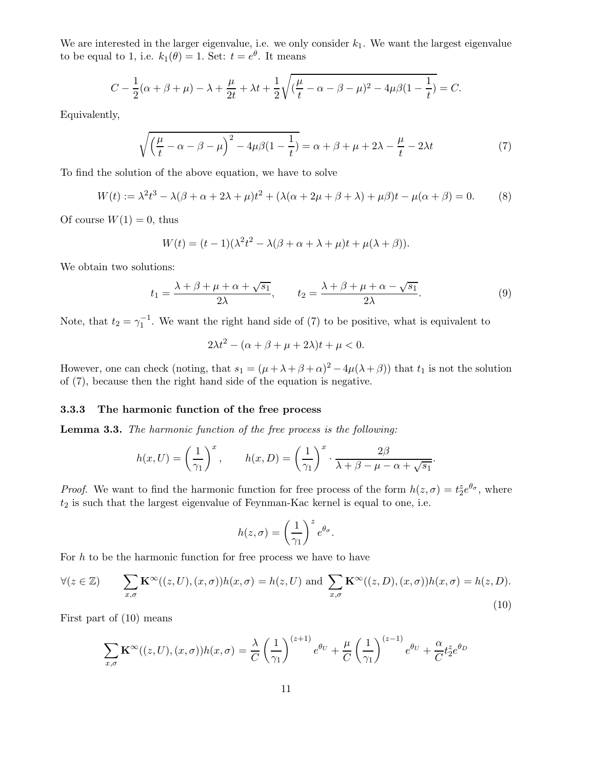We are interested in the larger eigenvalue, i.e. we only consider $k_1$. We want the largest eigenvalue to be equal to 1, i.e. $k_1(\theta) = 1$. Set: $t = e^\theta$. It means

$$C - \frac{1}{2}(\alpha + \beta + \mu) - \lambda + \frac{\mu}{2t} + \lambda t + \frac{1}{2}\sqrt{(\frac{\mu}{t} - \alpha - \beta - \mu)^2 - 4\mu\beta(1 - \frac{1}{t})} = C.$$

Equivalently,

$$\sqrt{\left(\frac{\mu}{t} - \alpha - \beta - \mu\right)^2 - 4\mu\beta(1 - \frac{1}{t})} = \alpha + \beta + \mu + 2\lambda - \frac{\mu}{t} - 2\lambda t \tag{7}$$

To find the solution of the above equation, we have to solve

$$W(t) := \lambda^2 t^3 - \lambda(\beta + \alpha + 2\lambda + \mu)t^2 + (\lambda(\alpha + 2\mu + \beta + \lambda) + \mu\beta)t - \mu(\alpha + \beta) = 0. \tag{8}$$

Of course $W(1) = 0$, thus

$$W(t) = (t - 1)(\lambda^2 t^2 - \lambda(\beta + \alpha + \lambda + \mu)t + \mu(\lambda + \beta)).$$

We obtain two solutions:

$$t_1 = \frac{\lambda + \beta + \mu + \alpha + \sqrt{s_1}}{2\lambda}, \qquad t_2 = \frac{\lambda + \beta + \mu + \alpha - \sqrt{s_1}}{2\lambda}. \tag{9}$$

Note, that $t_2 = \gamma_1^{-1}$. We want the right hand side of (7) to be positive, what is equivalent to

$$2\lambda t^2 - (\alpha + \beta + \mu + 2\lambda)t + \mu < 0.$$

However, one can check (noting, that $s_1 = (\mu + \lambda + \beta + \alpha)^2 - 4\mu(\lambda + \beta)$) that $t_1$ is not the solution of (7), because then the right hand side of the equation is negative.

### 3.3.3 The harmonic function of the free process

**Lemma 3.3.** *The harmonic function of the free process is the following:*

$$h(x, U) = \left(\frac{1}{\gamma_1}\right)^x, \qquad h(x, D) = \left(\frac{1}{\gamma_1}\right)^x \cdot \frac{2\beta}{\lambda + \beta - \mu - \alpha + \sqrt{s_1}}.$$

*Proof.* We want to find the harmonic function for free process of the form $h(z, \sigma) = t_2^z e^{\theta_\sigma}$, where $t_2$ is such that the largest eigenvalue of Feynman-Kac kernel is equal to one, i.e.

$$h(z, \sigma) = \left(\frac{1}{\gamma_1}\right)^z e^{\theta_\sigma}.$$

For $h$ to be the harmonic function for free process we have to have

$$\forall (z \in \mathbb{Z}) \qquad \sum_{x,\sigma} \mathbf{K}^\infty((z, U), (x, \sigma))h(x, \sigma) = h(z, U) \text{ and } \sum_{x,\sigma} \mathbf{K}^\infty((z, D), (x, \sigma))h(x, \sigma) = h(z, D). \tag{10}$$

First part of (10) means

$$\sum_{x,\sigma} \mathbf{K}^\infty((z, U), (x, \sigma))h(x, \sigma) = \frac{\lambda}{C}\left(\frac{1}{\gamma_1}\right)^{(z+1)} e^{\theta_U} + \frac{\mu}{C}\left(\frac{1}{\gamma_1}\right)^{(z-1)} e^{\theta_U} + \frac{\alpha}{C} t_2^z e^{\theta_D}$$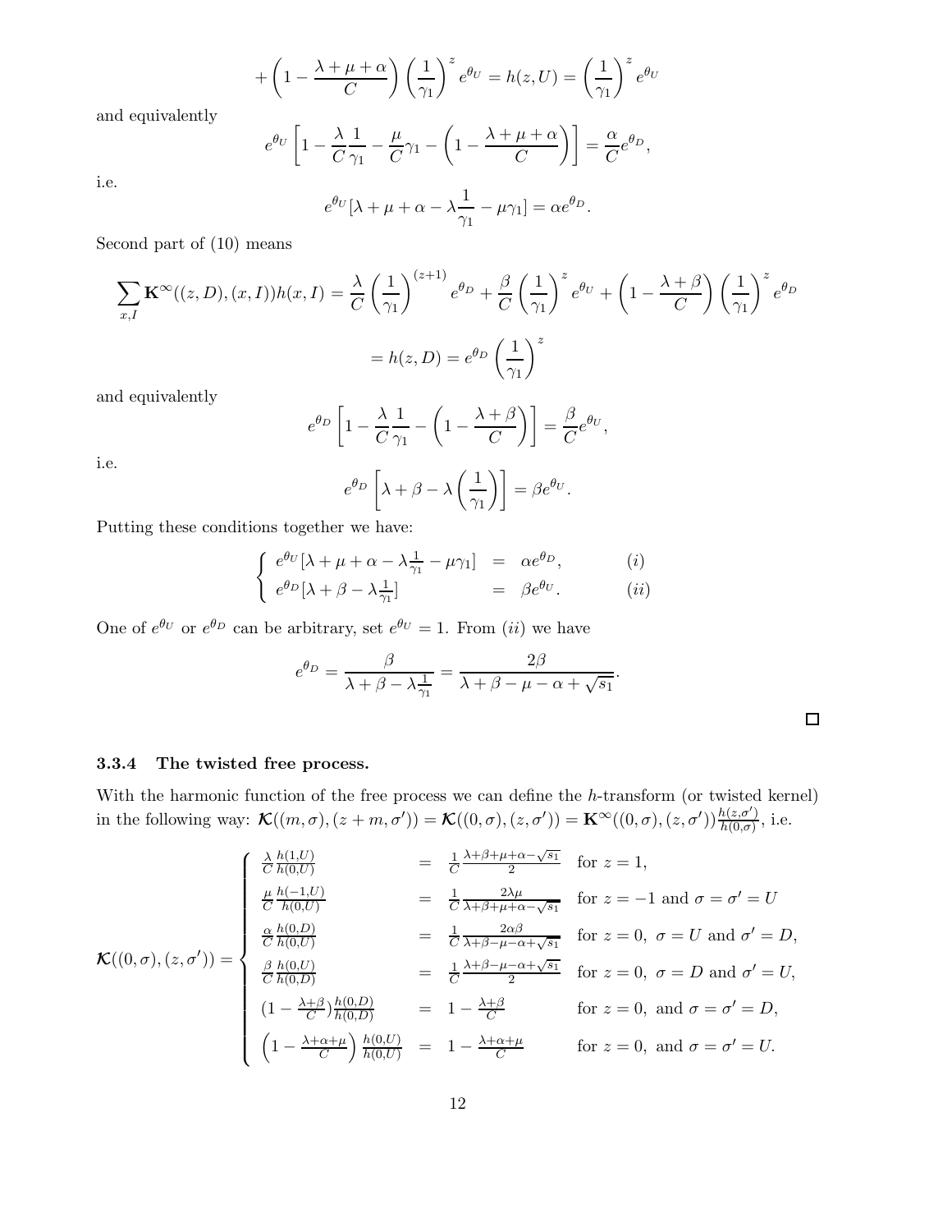$$+\left(1-\frac{\lambda+\mu+\alpha}{C}\right)\left(\frac{1}{\gamma_1}\right)^z e^{\theta_U} = h(z,U) = \left(\frac{1}{\gamma_1}\right)^z e^{\theta_U}$$

and equivalently

$$e^{\theta_U}\left[1-\frac{\lambda}{C}\frac{1}{\gamma_1}-\frac{\mu}{C}\gamma_1-\left(1-\frac{\lambda+\mu+\alpha}{C}\right)\right] = \frac{\alpha}{C}e^{\theta_D},$$

i.e.

$$e^{\theta_U}[\lambda+\mu+\alpha-\lambda\frac{1}{\gamma_1}-\mu\gamma_1] = \alpha e^{\theta_D}.$$

Second part of (10) means

$$\sum_{x,I}\mathbf{K}^\infty((z,D),(x,I))h(x,I) = \frac{\lambda}{C}\left(\frac{1}{\gamma_1}\right)^{(z+1)} e^{\theta_D} + \frac{\beta}{C}\left(\frac{1}{\gamma_1}\right)^z e^{\theta_U} + \left(1-\frac{\lambda+\beta}{C}\right)\left(\frac{1}{\gamma_1}\right)^z e^{\theta_D}$$

$$= h(z,D) = e^{\theta_D}\left(\frac{1}{\gamma_1}\right)^z$$

and equivalently

$$e^{\theta_D}\left[1-\frac{\lambda}{C}\frac{1}{\gamma_1}-\left(1-\frac{\lambda+\beta}{C}\right)\right] = \frac{\beta}{C}e^{\theta_U},$$

i.e.

$$e^{\theta_D}\left[\lambda+\beta-\lambda\left(\frac{1}{\gamma_1}\right)\right] = \beta e^{\theta_U}.$$

Putting these conditions together we have:

$$\begin{cases} e^{\theta_U}[\lambda+\mu+\alpha-\lambda\frac{1}{\gamma_1}-\mu\gamma_1] &= \alpha e^{\theta_D}, \qquad (i) \\ e^{\theta_D}[\lambda+\beta-\lambda\frac{1}{\gamma_1}] &= \beta e^{\theta_U}. \qquad (ii) \end{cases}$$

One of $e^{\theta_U}$ or $e^{\theta_D}$ can be arbitrary, set $e^{\theta_U}=1$. From $(ii)$ we have

$$e^{\theta_D} = \frac{\beta}{\lambda+\beta-\lambda\frac{1}{\gamma_1}} = \frac{2\beta}{\lambda+\beta-\mu-\alpha+\sqrt{s_1}}.$$

□

### 3.3.4 The twisted free process.

With the harmonic function of the free process we can define the $h$-transform (or twisted kernel) in the following way: $\boldsymbol{\mathcal{K}}((m,\sigma),(z+m,\sigma')) = \boldsymbol{\mathcal{K}}((0,\sigma),(z,\sigma')) = \mathbf{K}^\infty((0,\sigma),(z,\sigma'))\frac{h(z,\sigma')}{h(0,\sigma)}$, i.e.

$$\boldsymbol{\mathcal{K}}((0,\sigma),(z,\sigma')) = \begin{cases} \frac{\lambda}{C}\frac{h(1,U)}{h(0,U)} &= \frac{1}{C}\frac{\lambda+\beta+\mu+\alpha-\sqrt{s_1}}{2} & \text{for } z=1, \\ \frac{\mu}{C}\frac{h(-1,U)}{h(0,U)} &= \frac{1}{C}\frac{2\lambda\mu}{\lambda+\beta+\mu+\alpha-\sqrt{s_1}} & \text{for } z=-1 \text{ and } \sigma=\sigma'=U \\ \frac{\alpha}{C}\frac{h(0,D)}{h(0,U)} &= \frac{1}{C}\frac{2\alpha\beta}{\lambda+\beta-\mu-\alpha+\sqrt{s_1}} & \text{for } z=0,\ \sigma=U \text{ and } \sigma'=D, \\ \frac{\beta}{C}\frac{h(0,U)}{h(0,D)} &= \frac{1}{C}\frac{\lambda+\beta-\mu-\alpha+\sqrt{s_1}}{2} & \text{for } z=0,\ \sigma=D \text{ and } \sigma'=U, \\ (1-\frac{\lambda+\beta}{C})\frac{h(0,D)}{h(0,D)} &= 1-\frac{\lambda+\beta}{C} & \text{for } z=0, \text{ and } \sigma=\sigma'=D, \\ \left(1-\frac{\lambda+\alpha+\mu}{C}\right)\frac{h(0,U)}{h(0,U)} &= 1-\frac{\lambda+\alpha+\mu}{C} & \text{for } z=0, \text{ and } \sigma=\sigma'=U. \end{cases}$$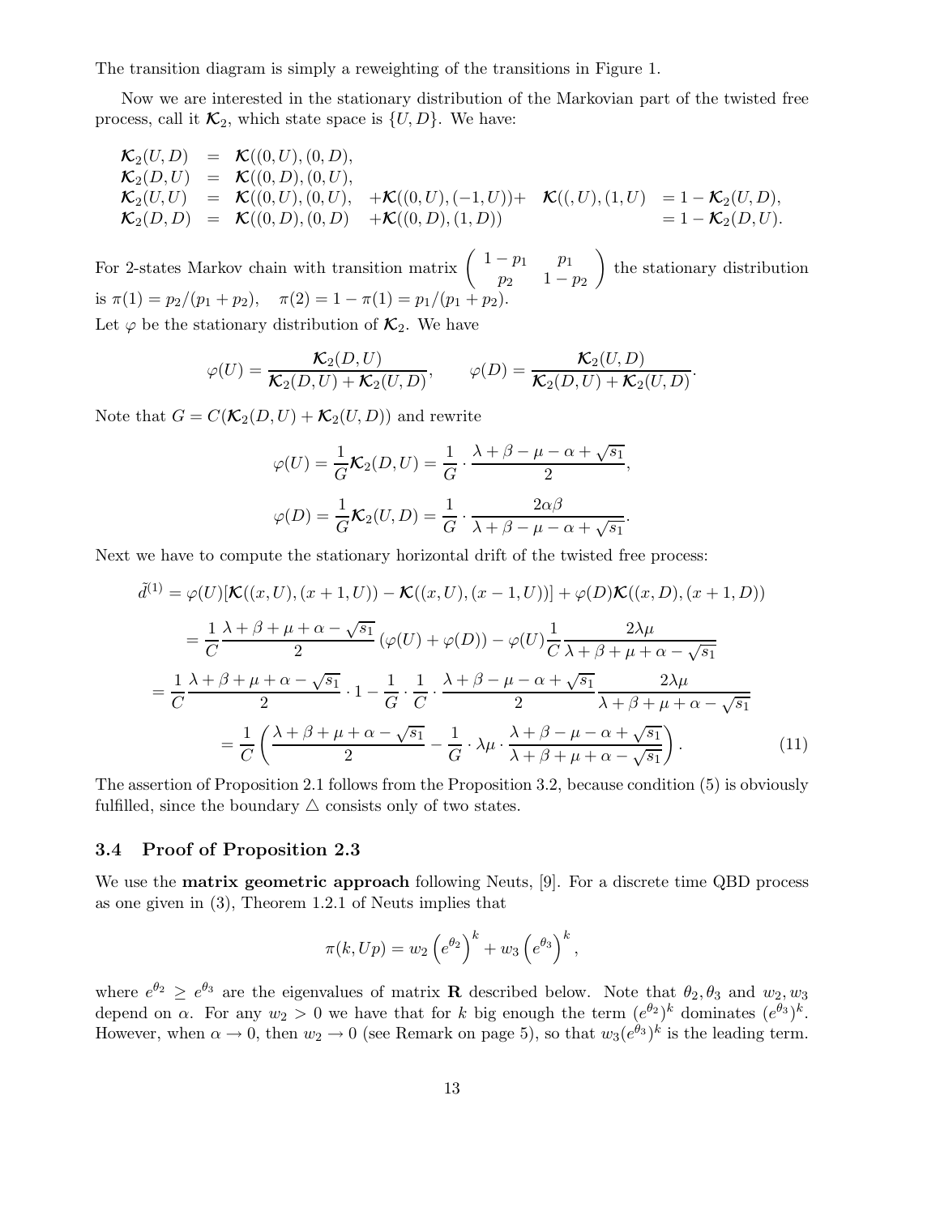The transition diagram is simply a reweighting of the transitions in Figure 1.

Now we are interested in the stationary distribution of the Markovian part of the twisted free process, call it $\mathcal{K}_2$, which state space is $\{U, D\}$. We have:

$$
\begin{array}{lllll}
\mathcal{K}_2(U,D) & = & \mathcal{K}((0,U),(0,D), & & \\
\mathcal{K}_2(D,U) & = & \mathcal{K}((0,D),(0,U), & & \\
\mathcal{K}_2(U,U) & = & \mathcal{K}((0,U),(0,U), & +\mathcal{K}((0,U),(-1,U))+ \quad \mathcal{K}((,U),(1,U) & = 1-\mathcal{K}_2(U,D), \\
\mathcal{K}_2(D,D) & = & \mathcal{K}((0,D),(0,D) & +\mathcal{K}((0,D),(1,D)) & = 1-\mathcal{K}_2(D,U).
\end{array}
$$

For 2-states Markov chain with transition matrix $\begin{pmatrix} 1-p_1 & p_1 \\ p_2 & 1-p_2 \end{pmatrix}$ the stationary distribution is $\pi(1) = p_2/(p_1+p_2), \quad \pi(2) = 1-\pi(1) = p_1/(p_1+p_2)$.

Let $\varphi$ be the stationary distribution of $\mathcal{K}_2$. We have

$$
\varphi(U) = \frac{\mathcal{K}_2(D,U)}{\mathcal{K}_2(D,U)+\mathcal{K}_2(U,D)}, \qquad \varphi(D) = \frac{\mathcal{K}_2(U,D)}{\mathcal{K}_2(D,U)+\mathcal{K}_2(U,D)}.
$$

Note that $G = C(\mathcal{K}_2(D,U)+\mathcal{K}_2(U,D))$ and rewrite

$$
\varphi(U) = \frac{1}{G}\mathcal{K}_2(D,U) = \frac{1}{G}\cdot\frac{\lambda+\beta-\mu-\alpha+\sqrt{s_1}}{2},
$$

$$
\varphi(D) = \frac{1}{G}\mathcal{K}_2(U,D) = \frac{1}{G}\cdot\frac{2\alpha\beta}{\lambda+\beta-\mu-\alpha+\sqrt{s_1}}.
$$

Next we have to compute the stationary horizontal drift of the twisted free process:

$$
\begin{aligned}
\tilde{d}^{(1)} &= \varphi(U)[\mathcal{K}((x,U),(x+1,U)) - \mathcal{K}((x,U),(x-1,U))] + \varphi(D)\mathcal{K}((x,D),(x+1,D)) \\
&= \frac{1}{C}\frac{\lambda+\beta+\mu+\alpha-\sqrt{s_1}}{2}\left(\varphi(U)+\varphi(D)\right) - \varphi(U)\frac{1}{C}\frac{2\lambda\mu}{\lambda+\beta+\mu+\alpha-\sqrt{s_1}} \\
&= \frac{1}{C}\frac{\lambda+\beta+\mu+\alpha-\sqrt{s_1}}{2}\cdot 1 - \frac{1}{G}\cdot\frac{1}{C}\cdot\frac{\lambda+\beta-\mu-\alpha+\sqrt{s_1}}{2}\frac{2\lambda\mu}{\lambda+\beta+\mu+\alpha-\sqrt{s_1}} \\
&= \frac{1}{C}\left(\frac{\lambda+\beta+\mu+\alpha-\sqrt{s_1}}{2} - \frac{1}{G}\cdot\lambda\mu\cdot\frac{\lambda+\beta-\mu-\alpha+\sqrt{s_1}}{\lambda+\beta+\mu+\alpha-\sqrt{s_1}}\right).
\end{aligned} \tag{11}
$$

The assertion of Proposition 2.1 follows from the Proposition 3.2, because condition (5) is obviously fulfilled, since the boundary $\triangle$ consists only of two states.

### 3.4 Proof of Proposition 2.3

We use the **matrix geometric approach** following Neuts, [9]. For a discrete time QBD process as one given in (3), Theorem 1.2.1 of Neuts implies that

$$
\pi(k, Up) = w_2\left(e^{\theta_2}\right)^k + w_3\left(e^{\theta_3}\right)^k,
$$

where $e^{\theta_2} \geq e^{\theta_3}$ are the eigenvalues of matrix $\mathbf{R}$ described below. Note that $\theta_2, \theta_3$ and $w_2, w_3$ depend on $\alpha$. For any $w_2 > 0$ we have that for $k$ big enough the term $(e^{\theta_2})^k$ dominates $(e^{\theta_3})^k$. However, when $\alpha \to 0$, then $w_2 \to 0$ (see Remark on page 5), so that $w_3(e^{\theta_3})^k$ is the leading term.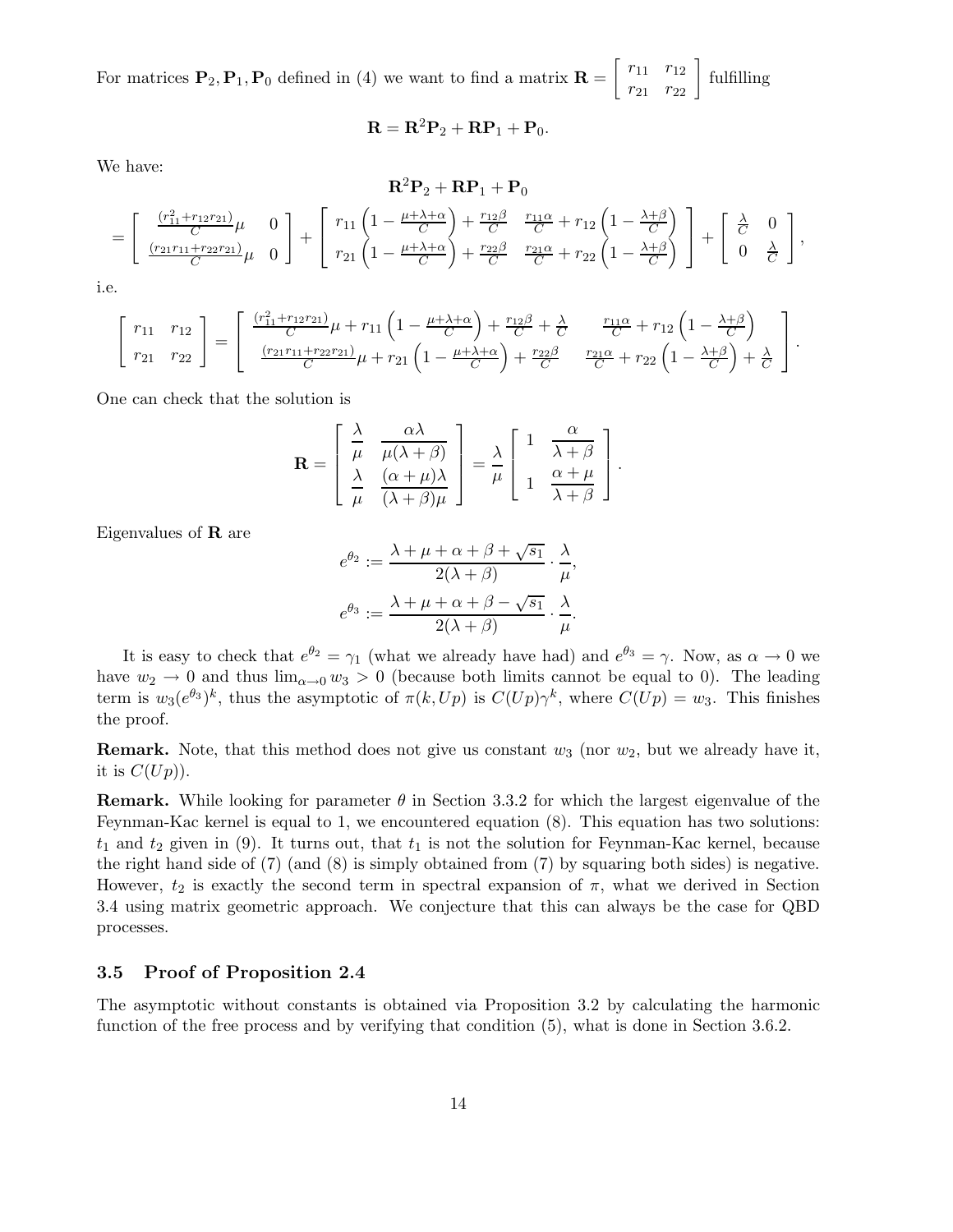For matrices $\mathbf{P}_2, \mathbf{P}_1, \mathbf{P}_0$ defined in (4) we want to find a matrix $\mathbf{R} = \left[\begin{array}{cc} r_{11} & r_{12} \\ r_{21} & r_{22} \end{array}\right]$ fulfilling

$$\mathbf{R} = \mathbf{R}^2\mathbf{P}_2 + \mathbf{R}\mathbf{P}_1 + \mathbf{P}_0.$$

We have:

$$\mathbf{R}^2\mathbf{P}_2 + \mathbf{R}\mathbf{P}_1 + \mathbf{P}_0$$

$$= \left[\begin{array}{cc} \frac{(r_{11}^2 + r_{12}r_{21})}{C}\mu & 0 \\ \frac{(r_{21}r_{11} + r_{22}r_{21})}{C}\mu & 0 \end{array}\right] + \left[\begin{array}{cc} r_{11}\left(1 - \frac{\mu+\lambda+\alpha}{C}\right) + \frac{r_{12}\beta}{C} & \frac{r_{11}\alpha}{C} + r_{12}\left(1 - \frac{\lambda+\beta}{C}\right) \\ r_{21}\left(1 - \frac{\mu+\lambda+\alpha}{C}\right) + \frac{r_{22}\beta}{C} & \frac{r_{21}\alpha}{C} + r_{22}\left(1 - \frac{\lambda+\beta}{C}\right) \end{array}\right] + \left[\begin{array}{cc} \frac{\lambda}{C} & 0 \\ 0 & \frac{\lambda}{C} \end{array}\right],$$

i.e.

$$\left[\begin{array}{cc} r_{11} & r_{12} \\ r_{21} & r_{22} \end{array}\right] = \left[\begin{array}{cc} \frac{(r_{11}^2 + r_{12}r_{21})}{C}\mu + r_{11}\left(1 - \frac{\mu+\lambda+\alpha}{C}\right) + \frac{r_{12}\beta}{C} + \frac{\lambda}{C} & \frac{r_{11}\alpha}{C} + r_{12}\left(1 - \frac{\lambda+\beta}{C}\right) \\ \frac{(r_{21}r_{11} + r_{22}r_{21})}{C}\mu + r_{21}\left(1 - \frac{\mu+\lambda+\alpha}{C}\right) + \frac{r_{22}\beta}{C} & \frac{r_{21}\alpha}{C} + r_{22}\left(1 - \frac{\lambda+\beta}{C}\right) + \frac{\lambda}{C} \end{array}\right].$$

One can check that the solution is

$$\mathbf{R} = \left[\begin{array}{cc} \dfrac{\lambda}{\mu} & \dfrac{\alpha\lambda}{\mu(\lambda+\beta)} \\ \dfrac{\lambda}{\mu} & \dfrac{(\alpha+\mu)\lambda}{(\lambda+\beta)\mu} \end{array}\right] = \frac{\lambda}{\mu}\left[\begin{array}{cc} 1 & \dfrac{\alpha}{\lambda+\beta} \\ 1 & \dfrac{\alpha+\mu}{\lambda+\beta} \end{array}\right].$$

Eigenvalues of $\mathbf{R}$ are

$$e^{\theta_2} := \frac{\lambda+\mu+\alpha+\beta+\sqrt{s_1}}{2(\lambda+\beta)} \cdot \frac{\lambda}{\mu},$$

$$e^{\theta_3} := \frac{\lambda+\mu+\alpha+\beta-\sqrt{s_1}}{2(\lambda+\beta)} \cdot \frac{\lambda}{\mu}.$$

It is easy to check that $e^{\theta_2} = \gamma_1$ (what we already have had) and $e^{\theta_3} = \gamma$. Now, as $\alpha \to 0$ we have $w_2 \to 0$ and thus $\lim_{\alpha\to 0} w_3 > 0$ (because both limits cannot be equal to 0). The leading term is $w_3(e^{\theta_3})^k$, thus the asymptotic of $\pi(k, Up)$ is $C(Up)\gamma^k$, where $C(Up) = w_3$. This finishes the proof.

**Remark.** Note, that this method does not give us constant $w_3$ (nor $w_2$, but we already have it, it is $C(Up)$).

**Remark.** While looking for parameter $\theta$ in Section 3.3.2 for which the largest eigenvalue of the Feynman-Kac kernel is equal to 1, we encountered equation (8). This equation has two solutions: $t_1$ and $t_2$ given in (9). It turns out, that $t_1$ is not the solution for Feynman-Kac kernel, because the right hand side of (7) (and (8) is simply obtained from (7) by squaring both sides) is negative. However, $t_2$ is exactly the second term in spectral expansion of $\pi$, what we derived in Section 3.4 using matrix geometric approach. We conjecture that this can always be the case for QBD processes.

### 3.5 Proof of Proposition 2.4

The asymptotic without constants is obtained via Proposition 3.2 by calculating the harmonic function of the free process and by verifying that condition (5), what is done in Section 3.6.2.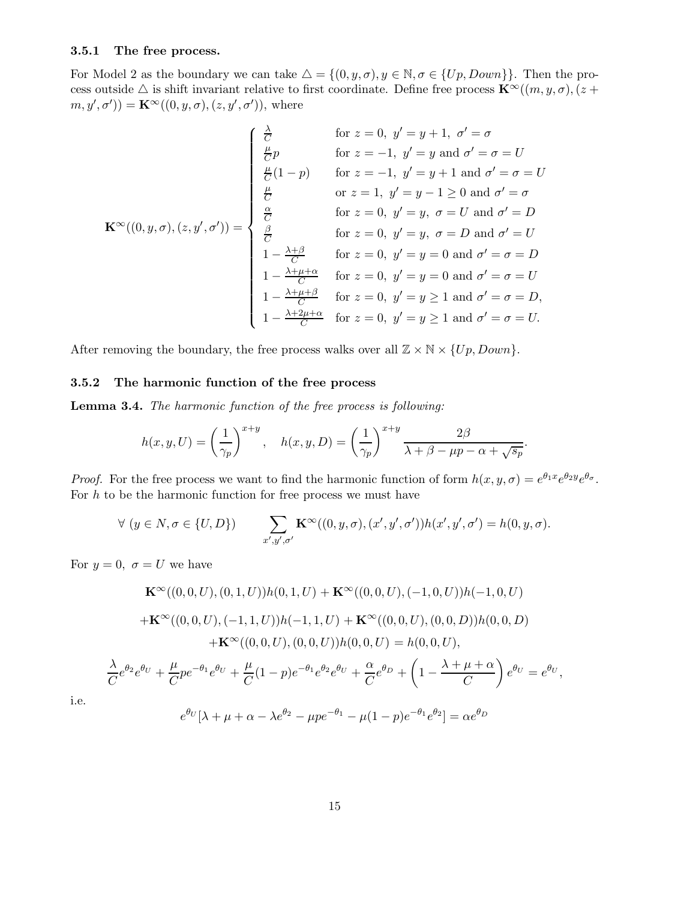### 3.5.1 The free process.

For Model 2 as the boundary we can take $\triangle = \{(0, y, \sigma), y \in \mathbb{N}, \sigma \in \{Up, Down\}\}$. Then the process outside $\triangle$ is shift invariant relative to first coordinate. Define free process $\mathbf{K}^\infty((m, y, \sigma), (z + m, y', \sigma')) = \mathbf{K}^\infty((0, y, \sigma), (z, y', \sigma'))$, where

$$
\mathbf{K}^\infty((0, y, \sigma), (z, y', \sigma')) = \begin{cases}
\frac{\lambda}{C} & \text{for } z = 0,\ y' = y + 1,\ \sigma' = \sigma \\
\frac{\mu}{C} p & \text{for } z = -1,\ y' = y \text{ and } \sigma' = \sigma = U \\
\frac{\mu}{C}(1-p) & \text{for } z = -1,\ y' = y + 1 \text{ and } \sigma' = \sigma = U \\
\frac{\mu}{C} & \text{or } z = 1,\ y' = y - 1 \geq 0 \text{ and } \sigma' = \sigma \\
\frac{\alpha}{C} & \text{for } z = 0,\ y' = y,\ \sigma = U \text{ and } \sigma' = D \\
\frac{\beta}{C} & \text{for } z = 0,\ y' = y,\ \sigma = D \text{ and } \sigma' = U \\
1 - \frac{\lambda + \beta}{C} & \text{for } z = 0,\ y' = y = 0 \text{ and } \sigma' = \sigma = D \\
1 - \frac{\lambda + \mu + \alpha}{C} & \text{for } z = 0,\ y' = y = 0 \text{ and } \sigma' = \sigma = U \\
1 - \frac{\lambda + \mu + \beta}{C} & \text{for } z = 0,\ y' = y \geq 1 \text{ and } \sigma' = \sigma = D, \\
1 - \frac{\lambda + 2\mu + \alpha}{C} & \text{for } z = 0,\ y' = y \geq 1 \text{ and } \sigma' = \sigma = U.
\end{cases}
$$

After removing the boundary, the free process walks over all $\mathbb{Z} \times \mathbb{N} \times \{Up, Down\}$.

### 3.5.2 The harmonic function of the free process

**Lemma 3.4.** *The harmonic function of the free process is following:*

$$
h(x, y, U) = \left(\frac{1}{\gamma_p}\right)^{x+y}, \quad h(x, y, D) = \left(\frac{1}{\gamma_p}\right)^{x+y} \frac{2\beta}{\lambda + \beta - \mu p - \alpha + \sqrt{s_p}}.
$$

*Proof.* For the free process we want to find the harmonic function of form $h(x, y, \sigma) = e^{\theta_1 x} e^{\theta_2 y} e^{\theta_\sigma}$. For $h$ to be the harmonic function for free process we must have

$$
\forall\ (y \in N, \sigma \in \{U, D\}) \qquad \sum_{x', y', \sigma'} \mathbf{K}^\infty((0, y, \sigma), (x', y', \sigma')) h(x', y', \sigma') = h(0, y, \sigma).
$$

For $y = 0,\ \sigma = U$ we have

$$
\mathbf{K}^\infty((0,0,U),(0,1,U))h(0,1,U) + \mathbf{K}^\infty((0,0,U),(-1,0,U))h(-1,0,U)
$$

$$
+\mathbf{K}^\infty((0,0,U),(-1,1,U))h(-1,1,U) + \mathbf{K}^\infty((0,0,U),(0,0,D))h(0,0,D)
$$

$$
+\mathbf{K}^\infty((0,0,U),(0,0,U))h(0,0,U) = h(0,0,U),
$$

$$
\frac{\lambda}{C} e^{\theta_2} e^{\theta_U} + \frac{\mu}{C} p e^{-\theta_1} e^{\theta_U} + \frac{\mu}{C}(1-p) e^{-\theta_1} e^{\theta_2} e^{\theta_U} + \frac{\alpha}{C} e^{\theta_D} + \left(1 - \frac{\lambda + \mu + \alpha}{C}\right) e^{\theta_U} = e^{\theta_U},
$$

i.e.

$$
e^{\theta_U}[\lambda + \mu + \alpha - \lambda e^{\theta_2} - \mu p e^{-\theta_1} - \mu(1-p) e^{-\theta_1} e^{\theta_2}] = \alpha e^{\theta_D}
$$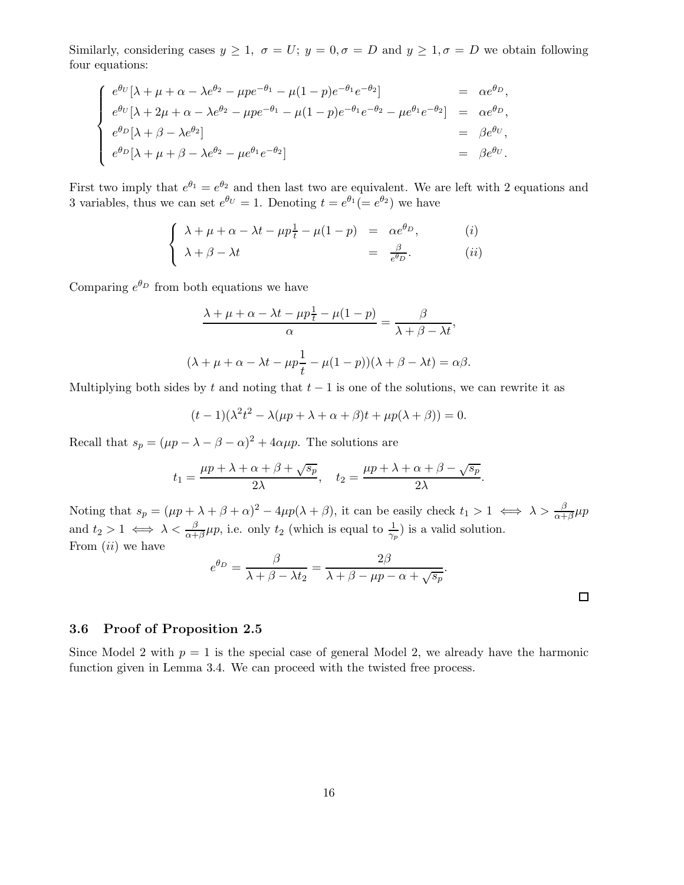Similarly, considering cases $y \geq 1,\ \sigma = U$; $y = 0, \sigma = D$ and $y \geq 1, \sigma = D$ we obtain following four equations:

$$
\begin{cases}
e^{\theta_U}[\lambda + \mu + \alpha - \lambda e^{\theta_2} - \mu p e^{-\theta_1} - \mu(1-p)e^{-\theta_1}e^{-\theta_2}] & = \alpha e^{\theta_D}, \\
e^{\theta_U}[\lambda + 2\mu + \alpha - \lambda e^{\theta_2} - \mu p e^{-\theta_1} - \mu(1-p)e^{-\theta_1}e^{-\theta_2} - \mu e^{\theta_1}e^{-\theta_2}] & = \alpha e^{\theta_D}, \\
e^{\theta_D}[\lambda + \beta - \lambda e^{\theta_2}] & = \beta e^{\theta_U}, \\
e^{\theta_D}[\lambda + \mu + \beta - \lambda e^{\theta_2} - \mu e^{\theta_1}e^{-\theta_2}] & = \beta e^{\theta_U}.
\end{cases}
$$

First two imply that $e^{\theta_1} = e^{\theta_2}$ and then last two are equivalent. We are left with 2 equations and 3 variables, thus we can set $e^{\theta_U} = 1$. Denoting $t = e^{\theta_1}(= e^{\theta_2})$ we have

$$
\begin{cases}
\lambda + \mu + \alpha - \lambda t - \mu p \frac{1}{t} - \mu(1-p) & = \alpha e^{\theta_D}, \qquad (i) \\
\lambda + \beta - \lambda t & = \frac{\beta}{e^{\theta_D}}. \qquad (ii)
\end{cases}
$$

Comparing $e^{\theta_D}$ from both equations we have

$$
\frac{\lambda + \mu + \alpha - \lambda t - \mu p \frac{1}{t} - \mu(1-p)}{\alpha} = \frac{\beta}{\lambda + \beta - \lambda t},
$$

$$
(\lambda + \mu + \alpha - \lambda t - \mu p \frac{1}{t} - \mu(1-p))(\lambda + \beta - \lambda t) = \alpha\beta.
$$

Multiplying both sides by $t$ and noting that $t - 1$ is one of the solutions, we can rewrite it as

$$
(t-1)(\lambda^2 t^2 - \lambda(\mu p + \lambda + \alpha + \beta)t + \mu p(\lambda + \beta)) = 0.
$$

Recall that $s_p = (\mu p - \lambda - \beta - \alpha)^2 + 4\alpha\mu p$. The solutions are

$$
t_1 = \frac{\mu p + \lambda + \alpha + \beta + \sqrt{s_p}}{2\lambda}, \quad t_2 = \frac{\mu p + \lambda + \alpha + \beta - \sqrt{s_p}}{2\lambda}.
$$

Noting that $s_p = (\mu p + \lambda + \beta + \alpha)^2 - 4\mu p(\lambda + \beta)$, it can be easily check $t_1 > 1 \iff \lambda > \frac{\beta}{\alpha+\beta}\mu p$ and $t_2 > 1 \iff \lambda < \frac{\beta}{\alpha+\beta}\mu p$, i.e. only $t_2$ (which is equal to $\frac{1}{\gamma_p}$) is a valid solution.
From $(ii)$ we have

$$
e^{\theta_D} = \frac{\beta}{\lambda + \beta - \lambda t_2} = \frac{2\beta}{\lambda + \beta - \mu p - \alpha + \sqrt{s_p}}.
$$

□

### 3.6 Proof of Proposition 2.5

Since Model 2 with $p = 1$ is the special case of general Model 2, we already have the harmonic function given in Lemma 3.4. We can proceed with the twisted free process.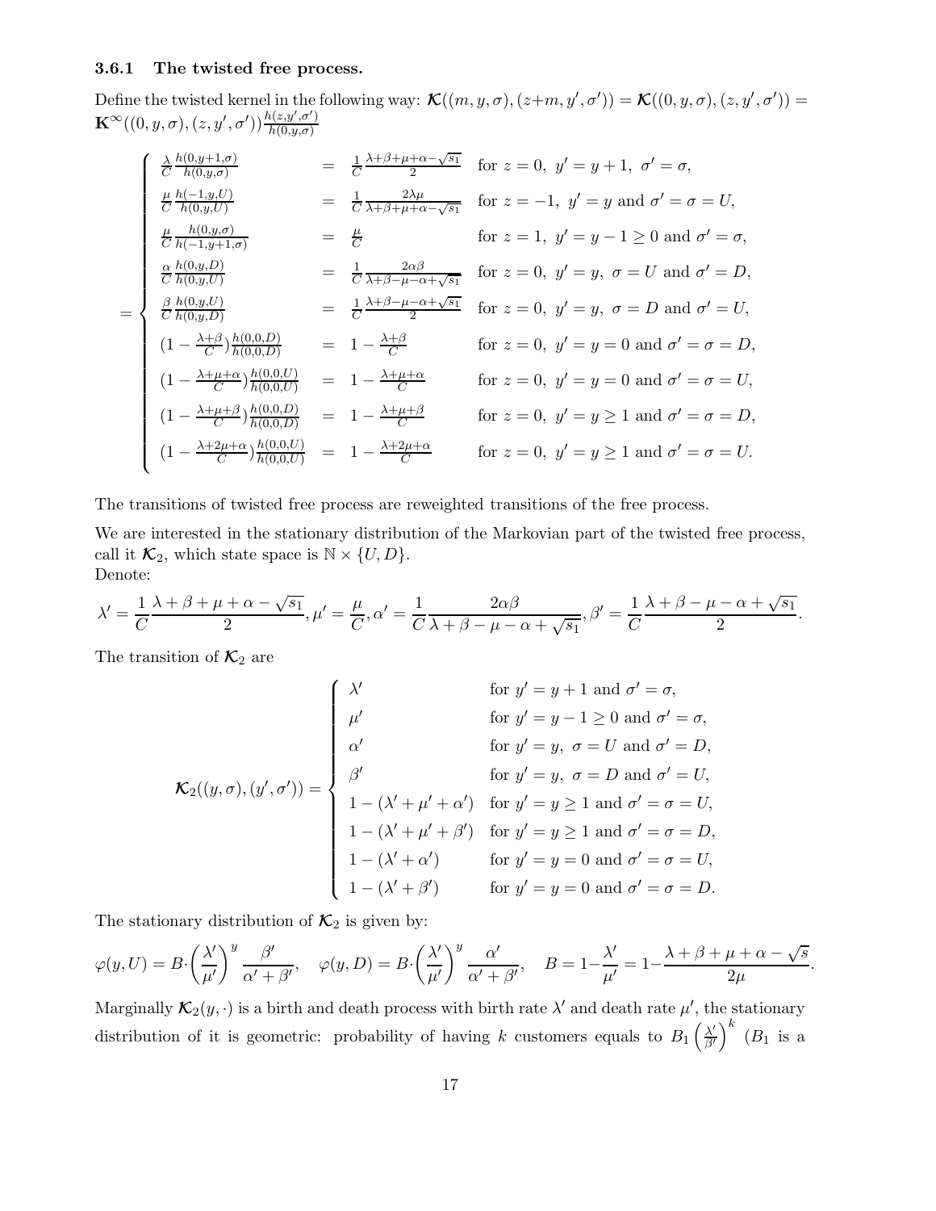### 3.6.1 The twisted free process.

Define the twisted kernel in the following way: $\boldsymbol{\mathcal{K}}((m,y,\sigma),(z+m,y',\sigma')) = \boldsymbol{\mathcal{K}}((0,y,\sigma),(z,y',\sigma')) = \mathbf{K}^{\infty}((0,y,\sigma),(z,y',\sigma'))\frac{h(z,y',\sigma')}{h(0,y,\sigma)}$

$$
= \begin{cases}
\frac{\lambda}{C}\frac{h(0,y+1,\sigma)}{h(0,y,\sigma)} & = \quad \frac{1}{C}\frac{\lambda+\beta+\mu+\alpha-\sqrt{s_1}}{2} \quad \text{for } z=0,\ y'=y+1,\ \sigma'=\sigma, \\
\frac{\mu}{C}\frac{h(-1,y,U)}{h(0,y,U)} & = \quad \frac{1}{C}\frac{2\lambda\mu}{\lambda+\beta+\mu+\alpha-\sqrt{s_1}} \quad \text{for } z=-1,\ y'=y \text{ and } \sigma'=\sigma=U, \\
\frac{\mu}{C}\frac{h(0,y,\sigma)}{h(-1,y+1,\sigma)} & = \quad \frac{\mu}{C} \quad \text{for } z=1,\ y'=y-1\geq 0 \text{ and } \sigma'=\sigma, \\
\frac{\alpha}{C}\frac{h(0,y,D)}{h(0,y,U)} & = \quad \frac{1}{C}\frac{2\alpha\beta}{\lambda+\beta-\mu-\alpha+\sqrt{s_1}} \quad \text{for } z=0,\ y'=y,\ \sigma=U \text{ and } \sigma'=D, \\
\frac{\beta}{C}\frac{h(0,y,U)}{h(0,y,D)} & = \quad \frac{1}{C}\frac{\lambda+\beta-\mu-\alpha+\sqrt{s_1}}{2} \quad \text{for } z=0,\ y'=y,\ \sigma=D \text{ and } \sigma'=U, \\
(1-\frac{\lambda+\beta}{C})\frac{h(0,0,D)}{h(0,0,D)} & = \quad 1-\frac{\lambda+\beta}{C} \quad \text{for } z=0,\ y'=y=0 \text{ and } \sigma'=\sigma=D, \\
(1-\frac{\lambda+\mu+\alpha}{C})\frac{h(0,0,U)}{h(0,0,U)} & = \quad 1-\frac{\lambda+\mu+\alpha}{C} \quad \text{for } z=0,\ y'=y=0 \text{ and } \sigma'=\sigma=U, \\
(1-\frac{\lambda+\mu+\beta}{C})\frac{h(0,0,D)}{h(0,0,D)} & = \quad 1-\frac{\lambda+\mu+\beta}{C} \quad \text{for } z=0,\ y'=y\geq 1 \text{ and } \sigma'=\sigma=D, \\
(1-\frac{\lambda+2\mu+\alpha}{C})\frac{h(0,0,U)}{h(0,0,U)} & = \quad 1-\frac{\lambda+2\mu+\alpha}{C} \quad \text{for } z=0,\ y'=y\geq 1 \text{ and } \sigma'=\sigma=U.
\end{cases}
$$

The transitions of twisted free process are reweighted transitions of the free process.

We are interested in the stationary distribution of the Markovian part of the twisted free process, call it $\boldsymbol{\mathcal{K}}_2$, which state space is $\mathbb{N}\times\{U,D\}$.
Denote:

$$
\lambda' = \frac{1}{C}\frac{\lambda+\beta+\mu+\alpha-\sqrt{s_1}}{2}, \mu' = \frac{\mu}{C}, \alpha' = \frac{1}{C}\frac{2\alpha\beta}{\lambda+\beta-\mu-\alpha+\sqrt{s_1}}, \beta' = \frac{1}{C}\frac{\lambda+\beta-\mu-\alpha+\sqrt{s_1}}{2}.
$$

The transition of $\boldsymbol{\mathcal{K}}_2$ are

$$
\boldsymbol{\mathcal{K}}_2((y,\sigma),(y',\sigma')) = \begin{cases}
\lambda' & \text{for } y'=y+1 \text{ and } \sigma'=\sigma, \\
\mu' & \text{for } y'=y-1\geq 0 \text{ and } \sigma'=\sigma, \\
\alpha' & \text{for } y'=y,\ \sigma=U \text{ and } \sigma'=D, \\
\beta' & \text{for } y'=y,\ \sigma=D \text{ and } \sigma'=U, \\
1-(\lambda'+\mu'+\alpha') & \text{for } y'=y\geq 1 \text{ and } \sigma'=\sigma=U, \\
1-(\lambda'+\mu'+\beta') & \text{for } y'=y\geq 1 \text{ and } \sigma'=\sigma=D, \\
1-(\lambda'+\alpha') & \text{for } y'=y=0 \text{ and } \sigma'=\sigma=U, \\
1-(\lambda'+\beta') & \text{for } y'=y=0 \text{ and } \sigma'=\sigma=D.
\end{cases}
$$

The stationary distribution of $\boldsymbol{\mathcal{K}}_2$ is given by:

$$
\varphi(y,U) = B\cdot\left(\frac{\lambda'}{\mu'}\right)^y \frac{\beta'}{\alpha'+\beta'}, \quad \varphi(y,D) = B\cdot\left(\frac{\lambda'}{\mu'}\right)^y \frac{\alpha'}{\alpha'+\beta'}, \quad B = 1-\frac{\lambda'}{\mu'} = 1-\frac{\lambda+\beta+\mu+\alpha-\sqrt{s}}{2\mu}.
$$

Marginally $\boldsymbol{\mathcal{K}}_2(y,\cdot)$ is a birth and death process with birth rate $\lambda'$ and death rate $\mu'$, the stationary distribution of it is geometric: probability of having $k$ customers equals to $B_1\left(\frac{\lambda'}{\beta'}\right)^k$ ($B_1$ is a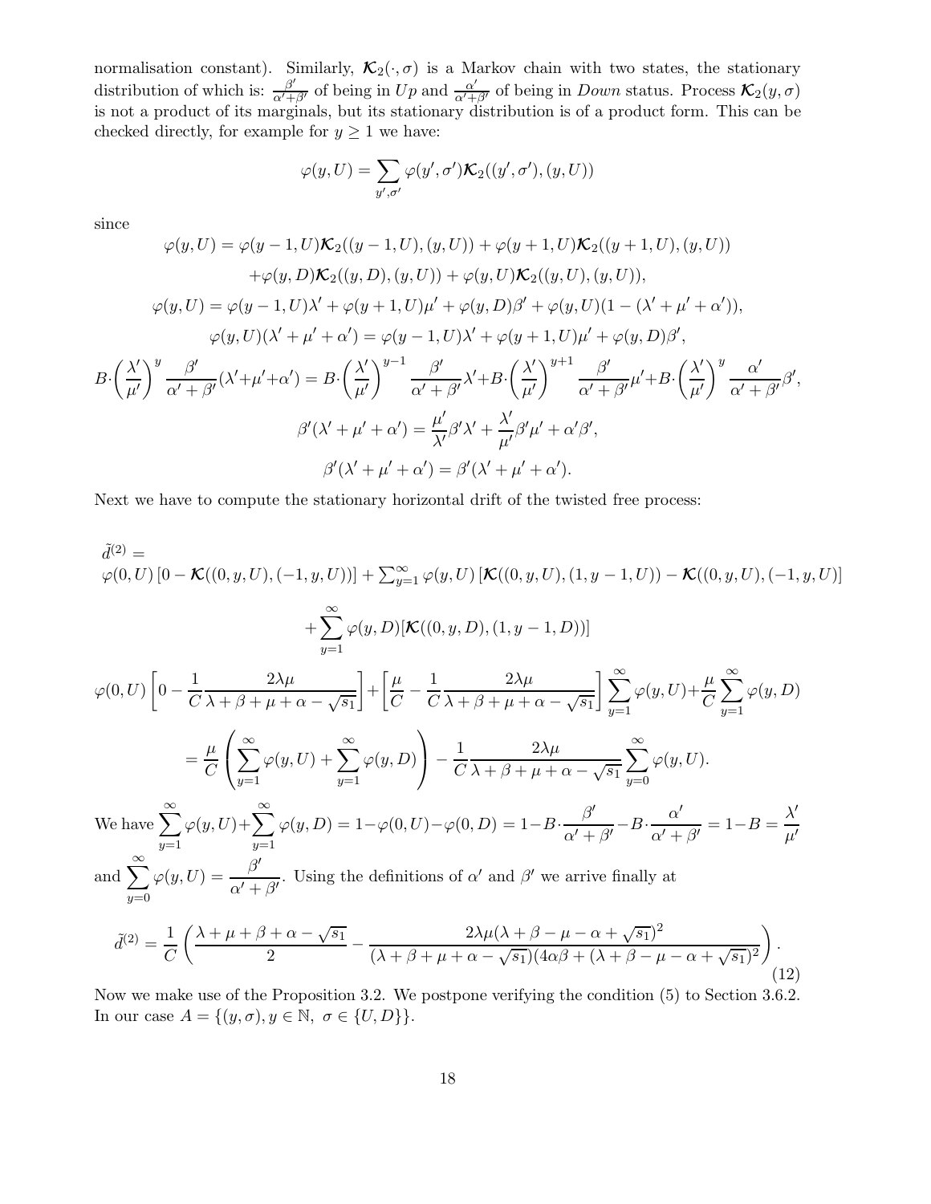normalisation constant). Similarly, $\boldsymbol{\mathcal{K}}_2(\cdot,\sigma)$ is a Markov chain with two states, the stationary distribution of which is: $\frac{\beta'}{\alpha'+\beta'}$ of being in $Up$ and $\frac{\alpha'}{\alpha'+\beta'}$ of being in $Down$ status. Process $\boldsymbol{\mathcal{K}}_2(y,\sigma)$ is not a product of its marginals, but its stationary distribution is of a product form. This can be checked directly, for example for $y \geq 1$ we have:

$$\varphi(y,U) = \sum_{y',\sigma'} \varphi(y',\sigma')\boldsymbol{\mathcal{K}}_2((y',\sigma'),(y,U))$$

since

$$\varphi(y,U) = \varphi(y-1,U)\boldsymbol{\mathcal{K}}_2((y-1,U),(y,U)) + \varphi(y+1,U)\boldsymbol{\mathcal{K}}_2((y+1,U),(y,U))$$
$$+\varphi(y,D)\boldsymbol{\mathcal{K}}_2((y,D),(y,U)) + \varphi(y,U)\boldsymbol{\mathcal{K}}_2((y,U),(y,U)),$$
$$\varphi(y,U) = \varphi(y-1,U)\lambda' + \varphi(y+1,U)\mu' + \varphi(y,D)\beta' + \varphi(y,U)(1-(\lambda'+\mu'+\alpha')),$$
$$\varphi(y,U)(\lambda'+\mu'+\alpha') = \varphi(y-1,U)\lambda' + \varphi(y+1,U)\mu' + \varphi(y,D)\beta',$$
$$B\cdot\left(\frac{\lambda'}{\mu'}\right)^y \frac{\beta'}{\alpha'+\beta'}(\lambda'+\mu'+\alpha') = B\cdot\left(\frac{\lambda'}{\mu'}\right)^{y-1}\frac{\beta'}{\alpha'+\beta'}\lambda' + B\cdot\left(\frac{\lambda'}{\mu'}\right)^{y+1}\frac{\beta'}{\alpha'+\beta'}\mu' + B\cdot\left(\frac{\lambda'}{\mu'}\right)^{y}\frac{\alpha'}{\alpha'+\beta'}\beta',$$
$$\beta'(\lambda'+\mu'+\alpha') = \frac{\mu'}{\lambda'}\beta'\lambda' + \frac{\lambda'}{\mu'}\beta'\mu' + \alpha'\beta',$$
$$\beta'(\lambda'+\mu'+\alpha') = \beta'(\lambda'+\mu'+\alpha').$$

Next we have to compute the stationary horizontal drift of the twisted free process:

$$\tilde{d}^{(2)} =$$
$$\varphi(0,U)\left[0-\boldsymbol{\mathcal{K}}((0,y,U),(-1,y,U))\right] + \sum_{y=1}^{\infty}\varphi(y,U)\left[\boldsymbol{\mathcal{K}}((0,y,U),(1,y-1,U)) - \boldsymbol{\mathcal{K}}((0,y,U),(-1,y,U)\right]$$
$$+\sum_{y=1}^{\infty}\varphi(y,D)[\boldsymbol{\mathcal{K}}((0,y,D),(1,y-1,D))]$$

$$\varphi(0,U)\left[0-\frac{1}{C}\frac{2\lambda\mu}{\lambda+\beta+\mu+\alpha-\sqrt{s_1}}\right] + \left[\frac{\mu}{C}-\frac{1}{C}\frac{2\lambda\mu}{\lambda+\beta+\mu+\alpha-\sqrt{s_1}}\right]\sum_{y=1}^{\infty}\varphi(y,U) + \frac{\mu}{C}\sum_{y=1}^{\infty}\varphi(y,D)$$
$$= \frac{\mu}{C}\left(\sum_{y=1}^{\infty}\varphi(y,U) + \sum_{y=1}^{\infty}\varphi(y,D)\right) - \frac{1}{C}\frac{2\lambda\mu}{\lambda+\beta+\mu+\alpha-\sqrt{s_1}}\sum_{y=0}^{\infty}\varphi(y,U).$$

We have $\sum_{y=1}^{\infty}\varphi(y,U) + \sum_{y=1}^{\infty}\varphi(y,D) = 1-\varphi(0,U)-\varphi(0,D) = 1-B\cdot\frac{\beta'}{\alpha'+\beta'} - B\cdot\frac{\alpha'}{\alpha'+\beta'} = 1-B = \frac{\lambda'}{\mu'}$ and $\sum_{y=0}^{\infty}\varphi(y,U) = \frac{\beta'}{\alpha'+\beta'}$. Using the definitions of $\alpha'$ and $\beta'$ we arrive finally at

$$\tilde{d}^{(2)} = \frac{1}{C}\left(\frac{\lambda+\mu+\beta+\alpha-\sqrt{s_1}}{2} - \frac{2\lambda\mu(\lambda+\beta-\mu-\alpha+\sqrt{s_1})^2}{(\lambda+\beta+\mu+\alpha-\sqrt{s_1})(4\alpha\beta+(\lambda+\beta-\mu-\alpha+\sqrt{s_1})^2)}\right). \tag{12}$$

Now we make use of the Proposition 3.2. We postpone verifying the condition (5) to Section 3.6.2. In our case $A = \{(y,\sigma), y\in\mathbb{N},\ \sigma\in\{U,D\}\}$.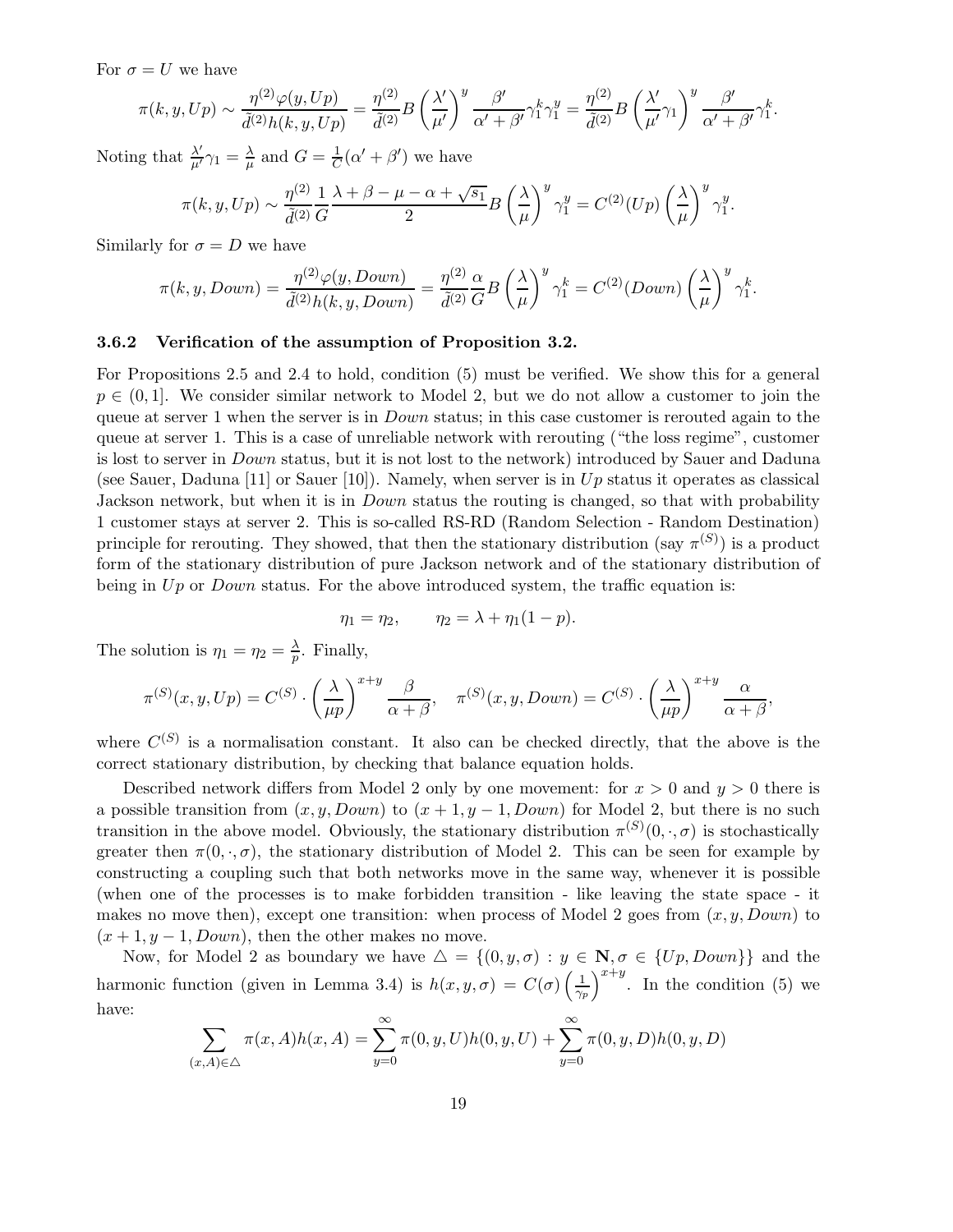For $\sigma = U$ we have

$$\pi(k,y,Up) \sim \frac{\eta^{(2)}\varphi(y,Up)}{\tilde{d}^{(2)}h(k,y,Up)} = \frac{\eta^{(2)}}{\tilde{d}^{(2)}} B \left(\frac{\lambda'}{\mu'}\right)^y \frac{\beta'}{\alpha'+\beta'}\gamma_1^k \gamma_1^y = \frac{\eta^{(2)}}{\tilde{d}^{(2)}} B \left(\frac{\lambda'}{\mu'}\gamma_1\right)^y \frac{\beta'}{\alpha'+\beta'}\gamma_1^k.$$

Noting that $\frac{\lambda'}{\mu'}\gamma_1 = \frac{\lambda}{\mu}$ and $G = \frac{1}{C}(\alpha'+\beta')$ we have

$$\pi(k,y,Up) \sim \frac{\eta^{(2)}}{\tilde{d}^{(2)}} \frac{1}{G} \frac{\lambda+\beta-\mu-\alpha+\sqrt{s_1}}{2} B \left(\frac{\lambda}{\mu}\right)^y \gamma_1^y = C^{(2)}(Up)\left(\frac{\lambda}{\mu}\right)^y \gamma_1^y.$$

Similarly for $\sigma = D$ we have

$$\pi(k,y,Down) = \frac{\eta^{(2)}\varphi(y,Down)}{\tilde{d}^{(2)}h(k,y,Down)} = \frac{\eta^{(2)}}{\tilde{d}^{(2)}} \frac{\alpha}{G} B \left(\frac{\lambda}{\mu}\right)^y \gamma_1^k = C^{(2)}(Down)\left(\frac{\lambda}{\mu}\right)^y \gamma_1^k.$$

### 3.6.2 Verification of the assumption of Proposition 3.2.

For Propositions 2.5 and 2.4 to hold, condition (5) must be verified. We show this for a general $p \in (0,1]$. We consider similar network to Model 2, but we do not allow a customer to join the queue at server 1 when the server is in *Down* status; in this case customer is rerouted again to the queue at server 1. This is a case of unreliable network with rerouting ("the loss regime", customer is lost to server in *Down* status, but it is not lost to the network) introduced by Sauer and Daduna (see Sauer, Daduna [11] or Sauer [10]). Namely, when server is in *Up* status it operates as classical Jackson network, but when it is in *Down* status the routing is changed, so that with probability 1 customer stays at server 2. This is so-called RS-RD (Random Selection - Random Destination) principle for rerouting. They showed, that then the stationary distribution (say $\pi^{(S)}$) is a product form of the stationary distribution of pure Jackson network and of the stationary distribution of being in *Up* or *Down* status. For the above introduced system, the traffic equation is:

$$\eta_1 = \eta_2, \qquad \eta_2 = \lambda + \eta_1(1-p).$$

The solution is $\eta_1 = \eta_2 = \frac{\lambda}{p}$. Finally,

$$\pi^{(S)}(x,y,Up) = C^{(S)} \cdot \left(\frac{\lambda}{\mu p}\right)^{x+y} \frac{\beta}{\alpha+\beta}, \quad \pi^{(S)}(x,y,Down) = C^{(S)} \cdot \left(\frac{\lambda}{\mu p}\right)^{x+y} \frac{\alpha}{\alpha+\beta},$$

where $C^{(S)}$ is a normalisation constant. It also can be checked directly, that the above is the correct stationary distribution, by checking that balance equation holds.

Described network differs from Model 2 only by one movement: for $x > 0$ and $y > 0$ there is a possible transition from $(x,y,Down)$ to $(x+1,y-1,Down)$ for Model 2, but there is no such transition in the above model. Obviously, the stationary distribution $\pi^{(S)}(0,\cdot,\sigma)$ is stochastically greater then $\pi(0,\cdot,\sigma)$, the stationary distribution of Model 2. This can be seen for example by constructing a coupling such that both networks move in the same way, whenever it is possible (when one of the processes is to make forbidden transition - like leaving the state space - it makes no move then), except one transition: when process of Model 2 goes from $(x,y,Down)$ to $(x+1,y-1,Down)$, then the other makes no move.

Now, for Model 2 as boundary we have $\triangle = \{(0,y,\sigma) : y \in \mathbf{N}, \sigma \in \{Up, Down\}\}$ and the harmonic function (given in Lemma 3.4) is $h(x,y,\sigma) = C(\sigma)\left(\frac{1}{\gamma_p}\right)^{x+y}$. In the condition (5) we have:

$$\sum_{(x,A)\in\triangle} \pi(x,A)h(x,A) = \sum_{y=0}^{\infty} \pi(0,y,U)h(0,y,U) + \sum_{y=0}^{\infty} \pi(0,y,D)h(0,y,D)$$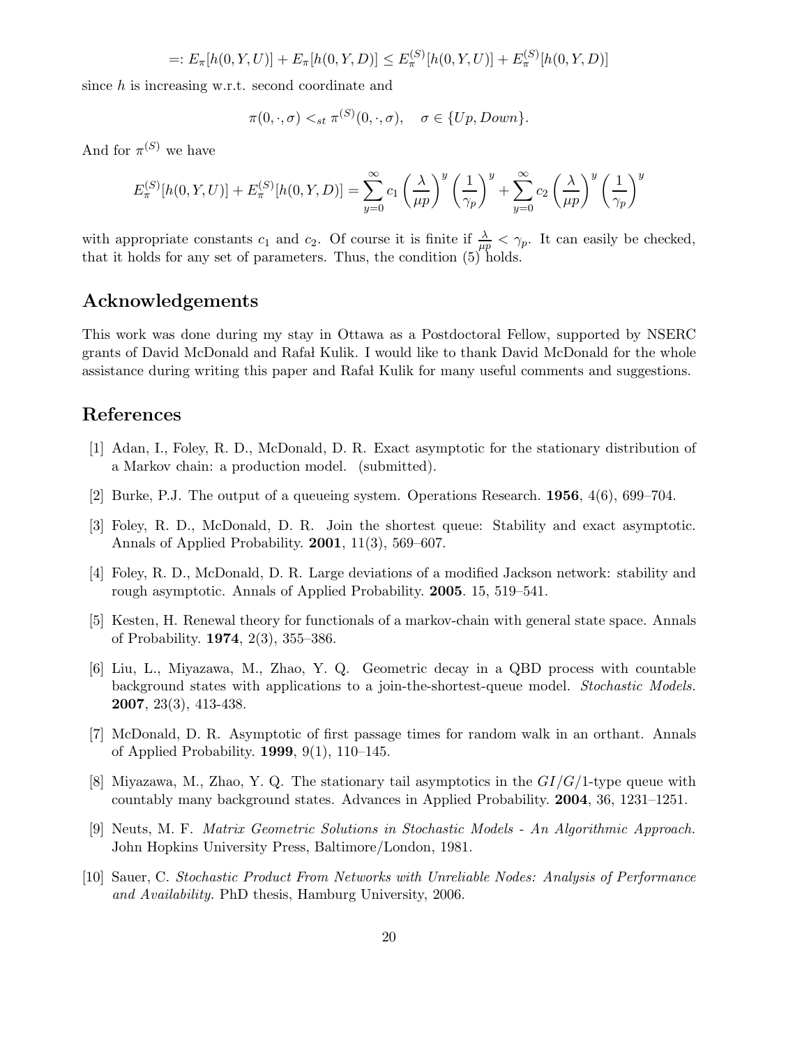$$=: E_\pi[h(0,Y,U)] + E_\pi[h(0,Y,D)] \le E_\pi^{(S)}[h(0,Y,U)] + E_\pi^{(S)}[h(0,Y,D)]$$

since $h$ is increasing w.r.t. second coordinate and

$$\pi(0,\cdot,\sigma) <_{st} \pi^{(S)}(0,\cdot,\sigma), \quad \sigma \in \{Up, Down\}.$$

And for $\pi^{(S)}$ we have

$$E_\pi^{(S)}[h(0,Y,U)] + E_\pi^{(S)}[h(0,Y,D)] = \sum_{y=0}^{\infty} c_1 \left(\frac{\lambda}{\mu p}\right)^y \left(\frac{1}{\gamma_p}\right)^y + \sum_{y=0}^{\infty} c_2 \left(\frac{\lambda}{\mu p}\right)^y \left(\frac{1}{\gamma_p}\right)^y$$

with appropriate constants $c_1$ and $c_2$. Of course it is finite if $\frac{\lambda}{\mu p} < \gamma_p$. It can easily be checked, that it holds for any set of parameters. Thus, the condition (5) holds.

## Acknowledgements

This work was done during my stay in Ottawa as a Postdoctoral Fellow, supported by NSERC grants of David McDonald and Rafał Kulik. I would like to thank David McDonald for the whole assistance during writing this paper and Rafał Kulik for many useful comments and suggestions.

## References

[1] Adan, I., Foley, R. D., McDonald, D. R. Exact asymptotic for the stationary distribution of a Markov chain: a production model. (submitted).

[2] Burke, P.J. The output of a queueing system. Operations Research. **1956**, 4(6), 699–704.

[3] Foley, R. D., McDonald, D. R. Join the shortest queue: Stability and exact asymptotic. Annals of Applied Probability. **2001**, 11(3), 569–607.

[4] Foley, R. D., McDonald, D. R. Large deviations of a modified Jackson network: stability and rough asymptotic. Annals of Applied Probability. **2005**. 15, 519–541.

[5] Kesten, H. Renewal theory for functionals of a markov-chain with general state space. Annals of Probability. **1974**, 2(3), 355–386.

[6] Liu, L., Miyazawa, M., Zhao, Y. Q. Geometric decay in a QBD process with countable background states with applications to a join-the-shortest-queue model. *Stochastic Models.* **2007**, 23(3), 413-438.

[7] McDonald, D. R. Asymptotic of first passage times for random walk in an orthant. Annals of Applied Probability. **1999**, 9(1), 110–145.

[8] Miyazawa, M., Zhao, Y. Q. The stationary tail asymptotics in the $GI/G/1$-type queue with countably many background states. Advances in Applied Probability. **2004**, 36, 1231–1251.

[9] Neuts, M. F. *Matrix Geometric Solutions in Stochastic Models - An Algorithmic Approach.* John Hopkins University Press, Baltimore/London, 1981.

[10] Sauer, C. *Stochastic Product From Networks with Unreliable Nodes: Analysis of Performance and Availability.* PhD thesis, Hamburg University, 2006.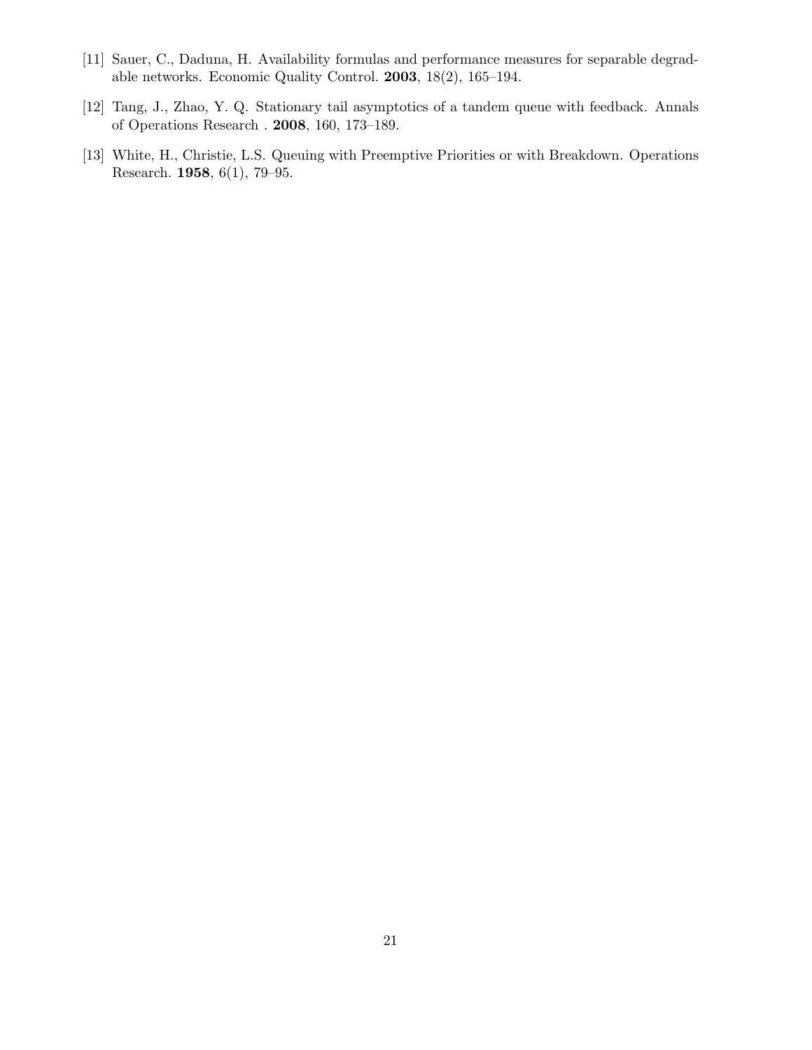[11] Sauer, C., Daduna, H. Availability formulas and performance measures for separable degradable networks. Economic Quality Control. **2003**, 18(2), 165–194.

[12] Tang, J., Zhao, Y. Q. Stationary tail asymptotics of a tandem queue with feedback. Annals of Operations Research . **2008**, 160, 173–189.

[13] White, H., Christie, L.S. Queuing with Preemptive Priorities or with Breakdown. Operations Research. **1958**, 6(1), 79–95.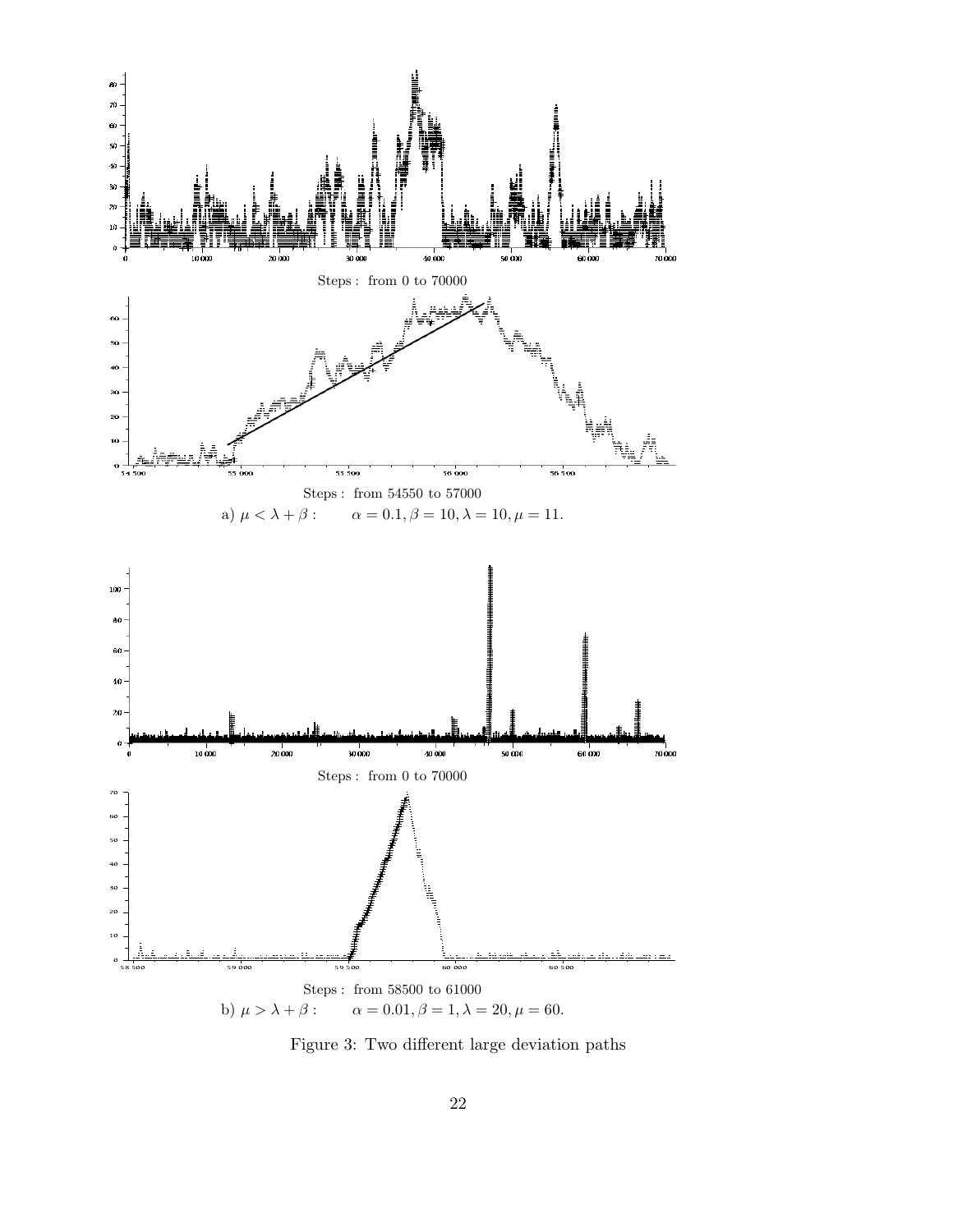Steps : from 0 to 70000

Steps : from 54550 to 57000

a) $\mu < \lambda + \beta$ : $\alpha = 0.1, \beta = 10, \lambda = 10, \mu = 11.$

Steps : from 0 to 70000

Steps : from 58500 to 61000

b) $\mu > \lambda + \beta$ : $\alpha = 0.01, \beta = 1, \lambda = 20, \mu = 60.$

Figure 3: Two different large deviation paths